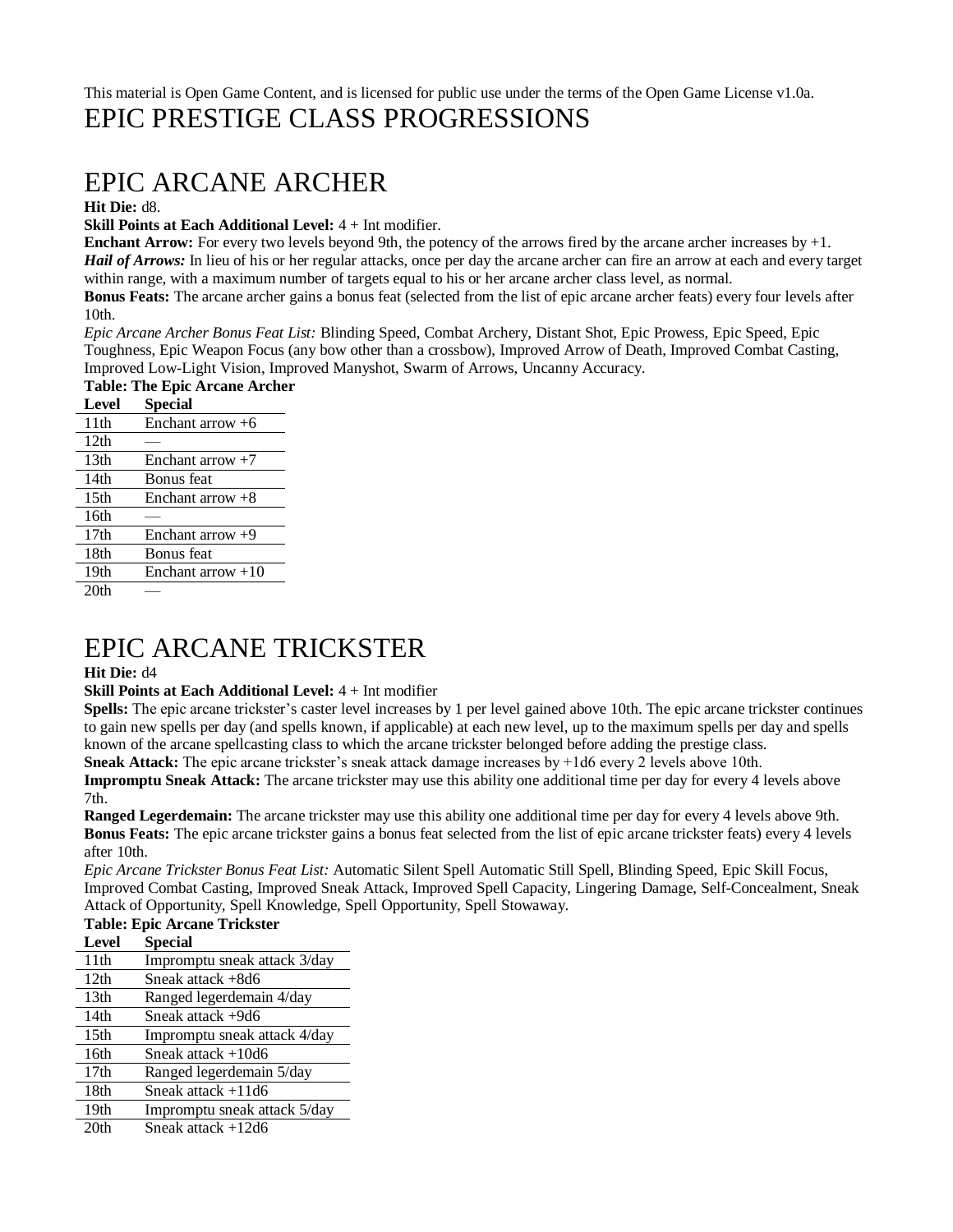This material is Open Game Content, and is licensed for public use under the terms of the Open Game License v1.0a.

# EPIC PRESTIGE CLASS PROGRESSIONS

# EPIC ARCANE ARCHER

**Hit Die:** d8.

**Skill Points at Each Additional Level:** 4 + Int modifier.

**Enchant Arrow:** For every two levels beyond 9th, the potency of the arrows fired by the arcane archer increases by +1.

***Hail of Arrows:*** In lieu of his or her regular attacks, once per day the arcane archer can fire an arrow at each and every target within range, with a maximum number of targets equal to his or her arcane archer class level, as normal.

**Bonus Feats:** The arcane archer gains a bonus feat (selected from the list of epic arcane archer feats) every four levels after 10th.

*Epic Arcane Archer Bonus Feat List:* Blinding Speed, Combat Archery, Distant Shot, Epic Prowess, Epic Speed, Epic Toughness, Epic Weapon Focus (any bow other than a crossbow), Improved Arrow of Death, Improved Combat Casting, Improved Low-Light Vision, Improved Manyshot, Swarm of Arrows, Uncanny Accuracy.

**Table: The Epic Arcane Archer**

| Level | Special |
|---|---|
| 11th | Enchant arrow +6 |
| 12th | — |
| 13th | Enchant arrow +7 |
| 14th | Bonus feat |
| 15th | Enchant arrow +8 |
| 16th | — |
| 17th | Enchant arrow +9 |
| 18th | Bonus feat |
| 19th | Enchant arrow +10 |
| 20th | — |

# EPIC ARCANE TRICKSTER

**Hit Die:** d4

**Skill Points at Each Additional Level:** 4 + Int modifier

**Spells:** The epic arcane trickster's caster level increases by 1 per level gained above 10th. The epic arcane trickster continues to gain new spells per day (and spells known, if applicable) at each new level, up to the maximum spells per day and spells known of the arcane spellcasting class to which the arcane trickster belonged before adding the prestige class.

**Sneak Attack:** The epic arcane trickster's sneak attack damage increases by +1d6 every 2 levels above 10th.

**Impromptu Sneak Attack:** The arcane trickster may use this ability one additional time per day for every 4 levels above 7th.

**Ranged Legerdemain:** The arcane trickster may use this ability one additional time per day for every 4 levels above 9th.

**Bonus Feats:** The epic arcane trickster gains a bonus feat selected from the list of epic arcane trickster feats) every 4 levels after 10th.

*Epic Arcane Trickster Bonus Feat List:* Automatic Silent Spell Automatic Still Spell, Blinding Speed, Epic Skill Focus, Improved Combat Casting, Improved Sneak Attack, Improved Spell Capacity, Lingering Damage, Self-Concealment, Sneak Attack of Opportunity, Spell Knowledge, Spell Opportunity, Spell Stowaway.

**Table: Epic Arcane Trickster**

| Level | Special |
|---|---|
| 11th | Impromptu sneak attack 3/day |
| 12th | Sneak attack +8d6 |
| 13th | Ranged legerdemain 4/day |
| 14th | Sneak attack +9d6 |
| 15th | Impromptu sneak attack 4/day |
| 16th | Sneak attack +10d6 |
| 17th | Ranged legerdemain 5/day |
| 18th | Sneak attack +11d6 |
| 19th | Impromptu sneak attack 5/day |
| 20th | Sneak attack +12d6 |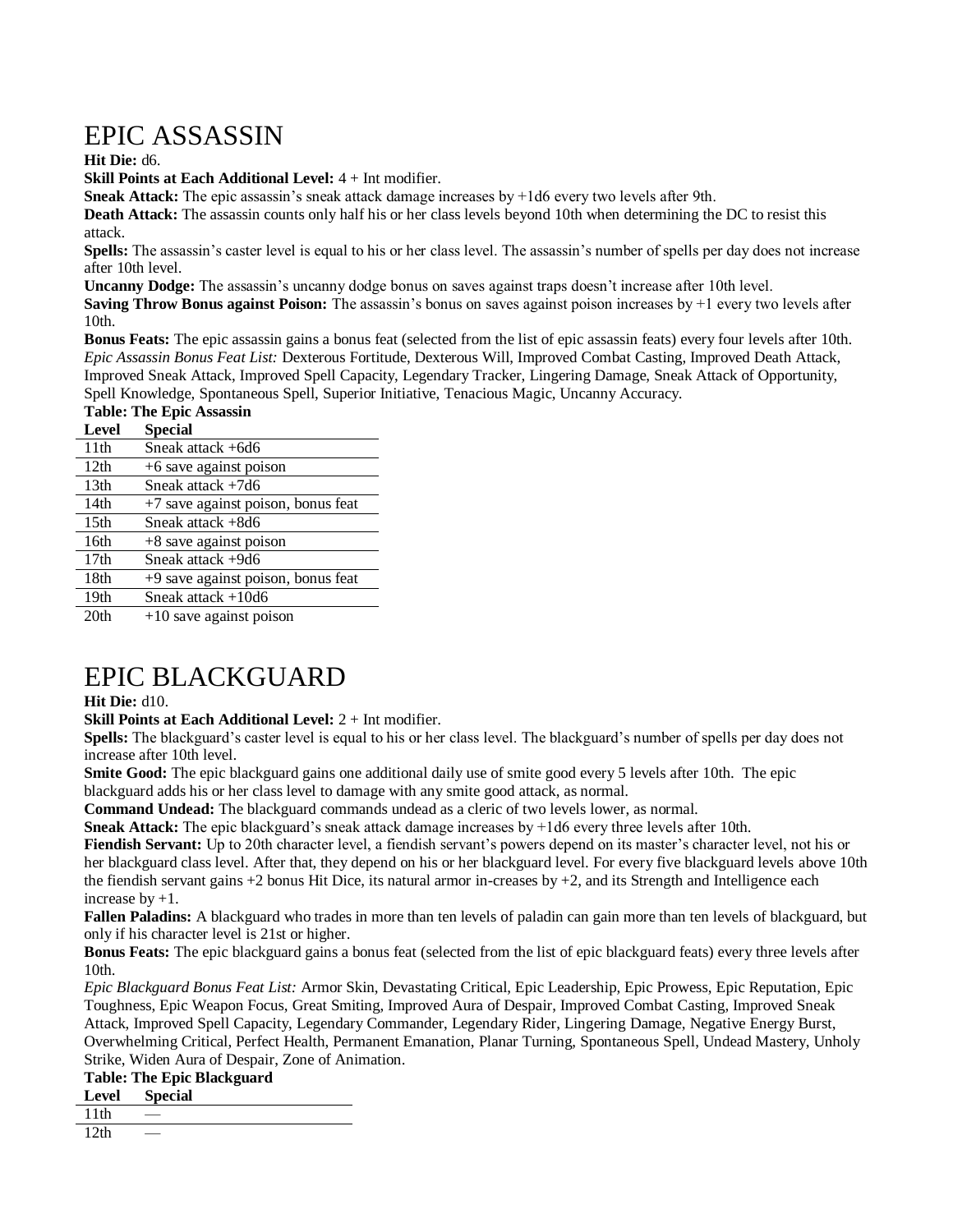# EPIC ASSASSIN

**Hit Die:** d6.

**Skill Points at Each Additional Level:** 4 + Int modifier.

**Sneak Attack:** The epic assassin's sneak attack damage increases by +1d6 every two levels after 9th.

**Death Attack:** The assassin counts only half his or her class levels beyond 10th when determining the DC to resist this attack.

**Spells:** The assassin's caster level is equal to his or her class level. The assassin's number of spells per day does not increase after 10th level.

**Uncanny Dodge:** The assassin's uncanny dodge bonus on saves against traps doesn't increase after 10th level.

**Saving Throw Bonus against Poison:** The assassin's bonus on saves against poison increases by +1 every two levels after 10th.

**Bonus Feats:** The epic assassin gains a bonus feat (selected from the list of epic assassin feats) every four levels after 10th.

*Epic Assassin Bonus Feat List:* Dexterous Fortitude, Dexterous Will, Improved Combat Casting, Improved Death Attack, Improved Sneak Attack, Improved Spell Capacity, Legendary Tracker, Lingering Damage, Sneak Attack of Opportunity, Spell Knowledge, Spontaneous Spell, Superior Initiative, Tenacious Magic, Uncanny Accuracy.

**Table: The Epic Assassin**

| Level | Special |
|---|---|
| 11th | Sneak attack +6d6 |
| 12th | +6 save against poison |
| 13th | Sneak attack +7d6 |
| 14th | +7 save against poison, bonus feat |
| 15th | Sneak attack +8d6 |
| 16th | +8 save against poison |
| 17th | Sneak attack +9d6 |
| 18th | +9 save against poison, bonus feat |
| 19th | Sneak attack +10d6 |
| 20th | +10 save against poison |

# EPIC BLACKGUARD

**Hit Die:** d10.

**Skill Points at Each Additional Level:** 2 + Int modifier.

**Spells:** The blackguard's caster level is equal to his or her class level. The blackguard's number of spells per day does not increase after 10th level.

**Smite Good:** The epic blackguard gains one additional daily use of smite good every 5 levels after 10th. The epic blackguard adds his or her class level to damage with any smite good attack, as normal.

**Command Undead:** The blackguard commands undead as a cleric of two levels lower, as normal.

**Sneak Attack:** The epic blackguard's sneak attack damage increases by +1d6 every three levels after 10th.

**Fiendish Servant:** Up to 20th character level, a fiendish servant's powers depend on its master's character level, not his or her blackguard class level. After that, they depend on his or her blackguard level. For every five blackguard levels above 10th the fiendish servant gains +2 bonus Hit Dice, its natural armor in-creases by +2, and its Strength and Intelligence each increase by +1.

**Fallen Paladins:** A blackguard who trades in more than ten levels of paladin can gain more than ten levels of blackguard, but only if his character level is 21st or higher.

**Bonus Feats:** The epic blackguard gains a bonus feat (selected from the list of epic blackguard feats) every three levels after 10th.

*Epic Blackguard Bonus Feat List:* Armor Skin, Devastating Critical, Epic Leadership, Epic Prowess, Epic Reputation, Epic Toughness, Epic Weapon Focus, Great Smiting, Improved Aura of Despair, Improved Combat Casting, Improved Sneak Attack, Improved Spell Capacity, Legendary Commander, Legendary Rider, Lingering Damage, Negative Energy Burst, Overwhelming Critical, Perfect Health, Permanent Emanation, Planar Turning, Spontaneous Spell, Undead Mastery, Unholy Strike, Widen Aura of Despair, Zone of Animation.

**Table: The Epic Blackguard**

| Level | Special |
|---|---|
| 11th | — |
| 12th | — |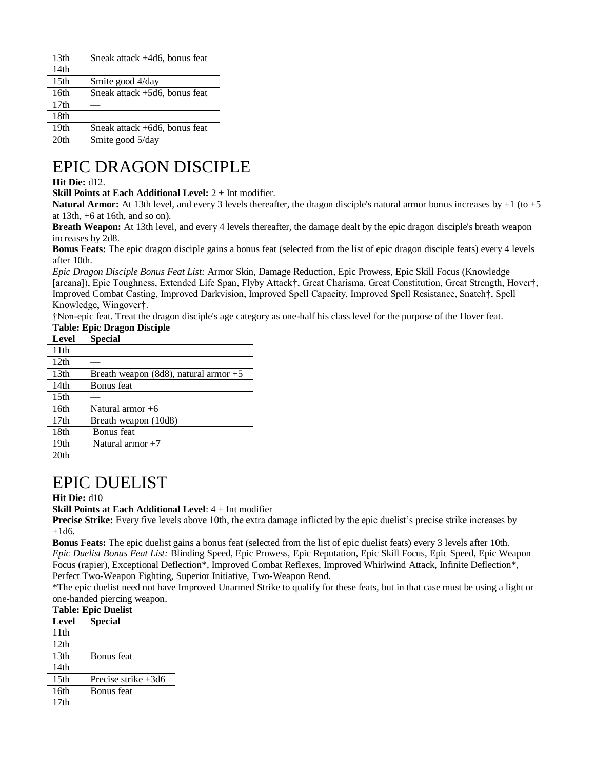| | |
|---|---|
| 13th | Sneak attack +4d6, bonus feat |
| 14th | — |
| 15th | Smite good 4/day |
| 16th | Sneak attack +5d6, bonus feat |
| 17th | — |
| 18th | — |
| 19th | Sneak attack +6d6, bonus feat |
| 20th | Smite good 5/day |

# EPIC DRAGON DISCIPLE

**Hit Die:** d12.

**Skill Points at Each Additional Level:** 2 + Int modifier.

**Natural Armor:** At 13th level, and every 3 levels thereafter, the dragon disciple's natural armor bonus increases by +1 (to +5 at 13th, +6 at 16th, and so on).

**Breath Weapon:** At 13th level, and every 4 levels thereafter, the damage dealt by the epic dragon disciple's breath weapon increases by 2d8.

**Bonus Feats:** The epic dragon disciple gains a bonus feat (selected from the list of epic dragon disciple feats) every 4 levels after 10th.

*Epic Dragon Disciple Bonus Feat List:* Armor Skin, Damage Reduction, Epic Prowess, Epic Skill Focus (Knowledge [arcana]), Epic Toughness, Extended Life Span, Flyby Attack†, Great Charisma, Great Constitution, Great Strength, Hover†, Improved Combat Casting, Improved Darkvision, Improved Spell Capacity, Improved Spell Resistance, Snatch†, Spell Knowledge, Wingover†.

†Non-epic feat. Treat the dragon disciple's age category as one-half his class level for the purpose of the Hover feat.

**Table: Epic Dragon Disciple**

| Level | Special |
|---|---|
| 11th | — |
| 12th | — |
| 13th | Breath weapon (8d8), natural armor +5 |
| 14th | Bonus feat |
| 15th | — |
| 16th | Natural armor +6 |
| 17th | Breath weapon (10d8) |
| 18th | Bonus feat |
| 19th | Natural armor +7 |
| 20th | — |

# EPIC DUELIST

**Hit Die:** d10

**Skill Points at Each Additional Level**: 4 + Int modifier

**Precise Strike:** Every five levels above 10th, the extra damage inflicted by the epic duelist's precise strike increases by +1d6.

**Bonus Feats:** The epic duelist gains a bonus feat (selected from the list of epic duelist feats) every 3 levels after 10th.

*Epic Duelist Bonus Feat List:* Blinding Speed, Epic Prowess, Epic Reputation, Epic Skill Focus, Epic Speed, Epic Weapon Focus (rapier), Exceptional Deflection*, Improved Combat Reflexes, Improved Whirlwind Attack, Infinite Deflection*, Perfect Two-Weapon Fighting, Superior Initiative, Two-Weapon Rend.

*The epic duelist need not have Improved Unarmed Strike to qualify for these feats, but in that case must be using a light or one-handed piercing weapon.

**Table: Epic Duelist**

| Level | Special |
|---|---|
| 11th | — |
| 12th | — |
| 13th | Bonus feat |
| 14th | — |
| 15th | Precise strike +3d6 |
| 16th | Bonus feat |
| 17th | — |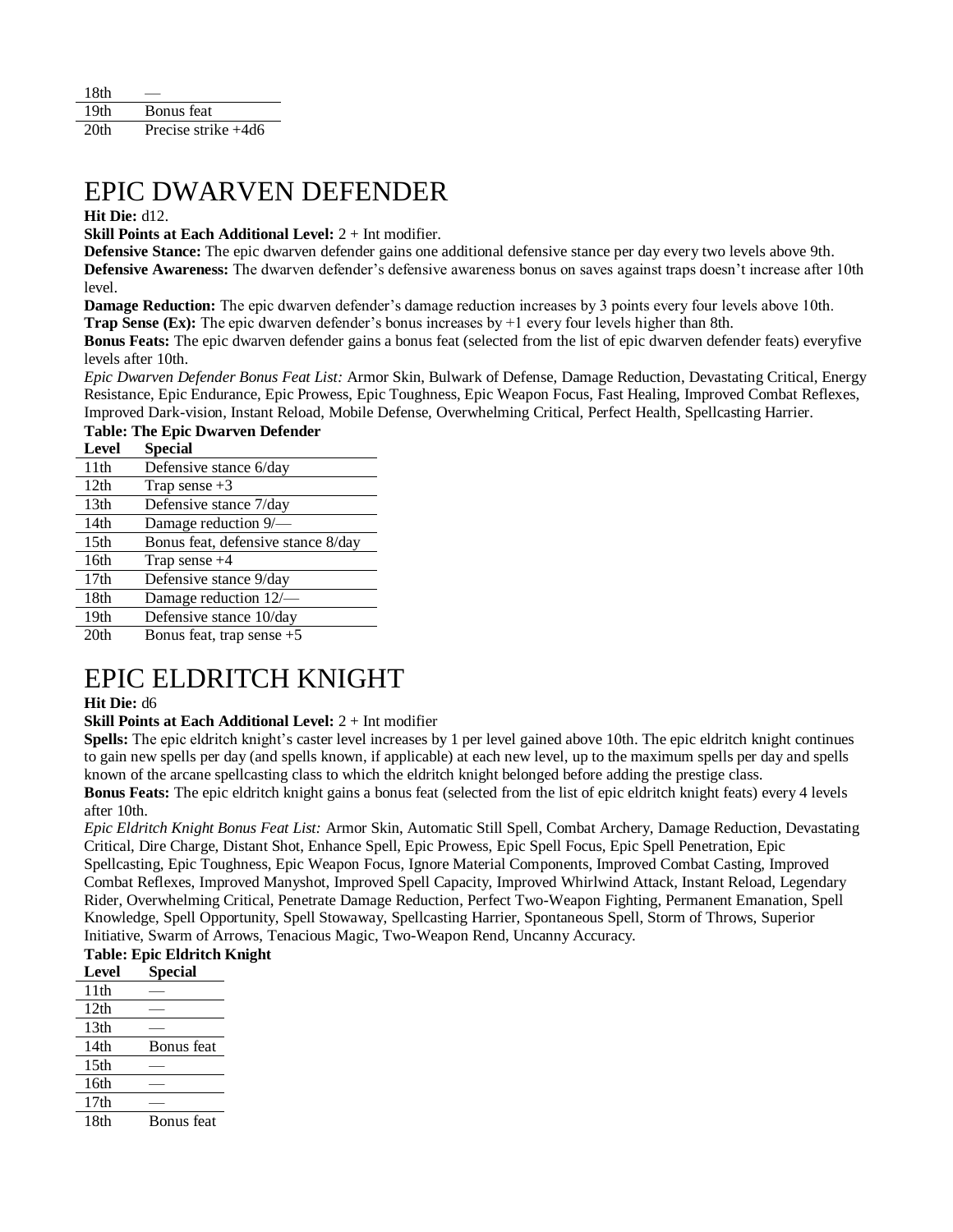| | |
|---|---|
| 18th | — |
| 19th | Bonus feat |
| 20th | Precise strike +4d6 |

# EPIC DWARVEN DEFENDER

**Hit Die:** d12.

**Skill Points at Each Additional Level:** 2 + Int modifier.

**Defensive Stance:** The epic dwarven defender gains one additional defensive stance per day every two levels above 9th.

**Defensive Awareness:** The dwarven defender's defensive awareness bonus on saves against traps doesn't increase after 10th level.

**Damage Reduction:** The epic dwarven defender's damage reduction increases by 3 points every four levels above 10th.

**Trap Sense (Ex):** The epic dwarven defender's bonus increases by +1 every four levels higher than 8th.

**Bonus Feats:** The epic dwarven defender gains a bonus feat (selected from the list of epic dwarven defender feats) everyfive levels after 10th.

*Epic Dwarven Defender Bonus Feat List:* Armor Skin, Bulwark of Defense, Damage Reduction, Devastating Critical, Energy Resistance, Epic Endurance, Epic Prowess, Epic Toughness, Epic Weapon Focus, Fast Healing, Improved Combat Reflexes, Improved Dark-vision, Instant Reload, Mobile Defense, Overwhelming Critical, Perfect Health, Spellcasting Harrier.

**Table: The Epic Dwarven Defender**

| Level | Special |
|---|---|
| 11th | Defensive stance 6/day |
| 12th | Trap sense +3 |
| 13th | Defensive stance 7/day |
| 14th | Damage reduction 9/— |
| 15th | Bonus feat, defensive stance 8/day |
| 16th | Trap sense +4 |
| 17th | Defensive stance 9/day |
| 18th | Damage reduction 12/— |
| 19th | Defensive stance 10/day |
| 20th | Bonus feat, trap sense +5 |

# EPIC ELDRITCH KNIGHT

**Hit Die:** d6

**Skill Points at Each Additional Level:** 2 + Int modifier

**Spells:** The epic eldritch knight's caster level increases by 1 per level gained above 10th. The epic eldritch knight continues to gain new spells per day (and spells known, if applicable) at each new level, up to the maximum spells per day and spells known of the arcane spellcasting class to which the eldritch knight belonged before adding the prestige class.

**Bonus Feats:** The epic eldritch knight gains a bonus feat (selected from the list of epic eldritch knight feats) every 4 levels after 10th.

*Epic Eldritch Knight Bonus Feat List:* Armor Skin, Automatic Still Spell, Combat Archery, Damage Reduction, Devastating Critical, Dire Charge, Distant Shot, Enhance Spell, Epic Prowess, Epic Spell Focus, Epic Spell Penetration, Epic Spellcasting, Epic Toughness, Epic Weapon Focus, Ignore Material Components, Improved Combat Casting, Improved Combat Reflexes, Improved Manyshot, Improved Spell Capacity, Improved Whirlwind Attack, Instant Reload, Legendary Rider, Overwhelming Critical, Penetrate Damage Reduction, Perfect Two-Weapon Fighting, Permanent Emanation, Spell Knowledge, Spell Opportunity, Spell Stowaway, Spellcasting Harrier, Spontaneous Spell, Storm of Throws, Superior Initiative, Swarm of Arrows, Tenacious Magic, Two-Weapon Rend, Uncanny Accuracy.

**Table: Epic Eldritch Knight**

| Level | Special |
|---|---|
| 11th | — |
| 12th | — |
| 13th | — |
| 14th | Bonus feat |
| 15th | — |
| 16th | — |
| 17th | — |
| 18th | Bonus feat |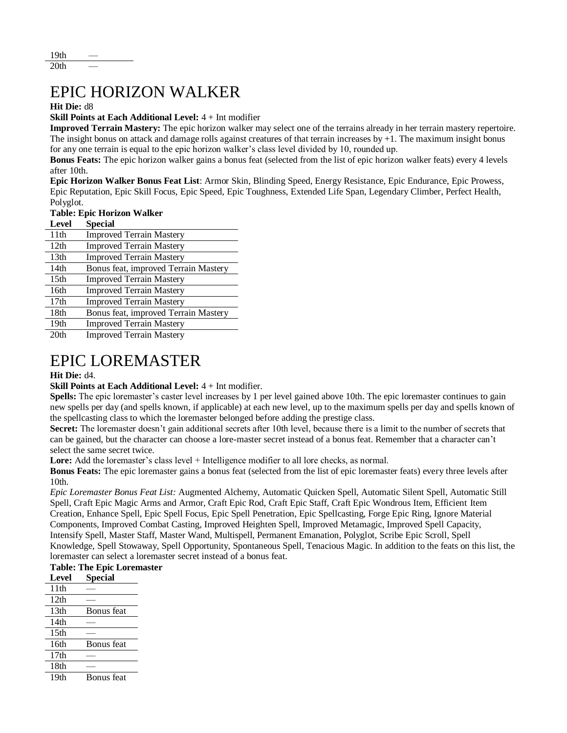| | |
|---|---|
| 19th | — |
| 20th | — |

# EPIC HORIZON WALKER

**Hit Die:** d8

**Skill Points at Each Additional Level:** 4 + Int modifier

**Improved Terrain Mastery:** The epic horizon walker may select one of the terrains already in her terrain mastery repertoire. The insight bonus on attack and damage rolls against creatures of that terrain increases by +1. The maximum insight bonus for any one terrain is equal to the epic horizon walker's class level divided by 10, rounded up.

**Bonus Feats:** The epic horizon walker gains a bonus feat (selected from the list of epic horizon walker feats) every 4 levels after 10th.

**Epic Horizon Walker Bonus Feat List**: Armor Skin, Blinding Speed, Energy Resistance, Epic Endurance, Epic Prowess, Epic Reputation, Epic Skill Focus, Epic Speed, Epic Toughness, Extended Life Span, Legendary Climber, Perfect Health, Polyglot.

**Table: Epic Horizon Walker**

| Level | Special |
|---|---|
| 11th | Improved Terrain Mastery |
| 12th | Improved Terrain Mastery |
| 13th | Improved Terrain Mastery |
| 14th | Bonus feat, improved Terrain Mastery |
| 15th | Improved Terrain Mastery |
| 16th | Improved Terrain Mastery |
| 17th | Improved Terrain Mastery |
| 18th | Bonus feat, improved Terrain Mastery |
| 19th | Improved Terrain Mastery |
| 20th | Improved Terrain Mastery |

# EPIC LOREMASTER

**Hit Die:** d4.

**Skill Points at Each Additional Level:** 4 + Int modifier.

**Spells:** The epic loremaster's caster level increases by 1 per level gained above 10th. The epic loremaster continues to gain new spells per day (and spells known, if applicable) at each new level, up to the maximum spells per day and spells known of the spellcasting class to which the loremaster belonged before adding the prestige class.

**Secret:** The loremaster doesn't gain additional secrets after 10th level, because there is a limit to the number of secrets that can be gained, but the character can choose a lore-master secret instead of a bonus feat. Remember that a character can't select the same secret twice.

**Lore:** Add the loremaster's class level + Intelligence modifier to all lore checks, as normal.

**Bonus Feats:** The epic loremaster gains a bonus feat (selected from the list of epic loremaster feats) every three levels after 10th.

*Epic Loremaster Bonus Feat List:* Augmented Alchemy, Automatic Quicken Spell, Automatic Silent Spell, Automatic Still Spell, Craft Epic Magic Arms and Armor, Craft Epic Rod, Craft Epic Staff, Craft Epic Wondrous Item, Efficient Item Creation, Enhance Spell, Epic Spell Focus, Epic Spell Penetration, Epic Spellcasting, Forge Epic Ring, Ignore Material Components, Improved Combat Casting, Improved Heighten Spell, Improved Metamagic, Improved Spell Capacity, Intensify Spell, Master Staff, Master Wand, Multispell, Permanent Emanation, Polyglot, Scribe Epic Scroll, Spell Knowledge, Spell Stowaway, Spell Opportunity, Spontaneous Spell, Tenacious Magic. In addition to the feats on this list, the loremaster can select a loremaster secret instead of a bonus feat.

**Table: The Epic Loremaster**

| Level | Special |
|---|---|
| 11th | — |
| 12th | — |
| 13th | Bonus feat |
| 14th | — |
| 15th | — |
| 16th | Bonus feat |
| 17th | — |
| 18th | — |
| 19th | Bonus feat |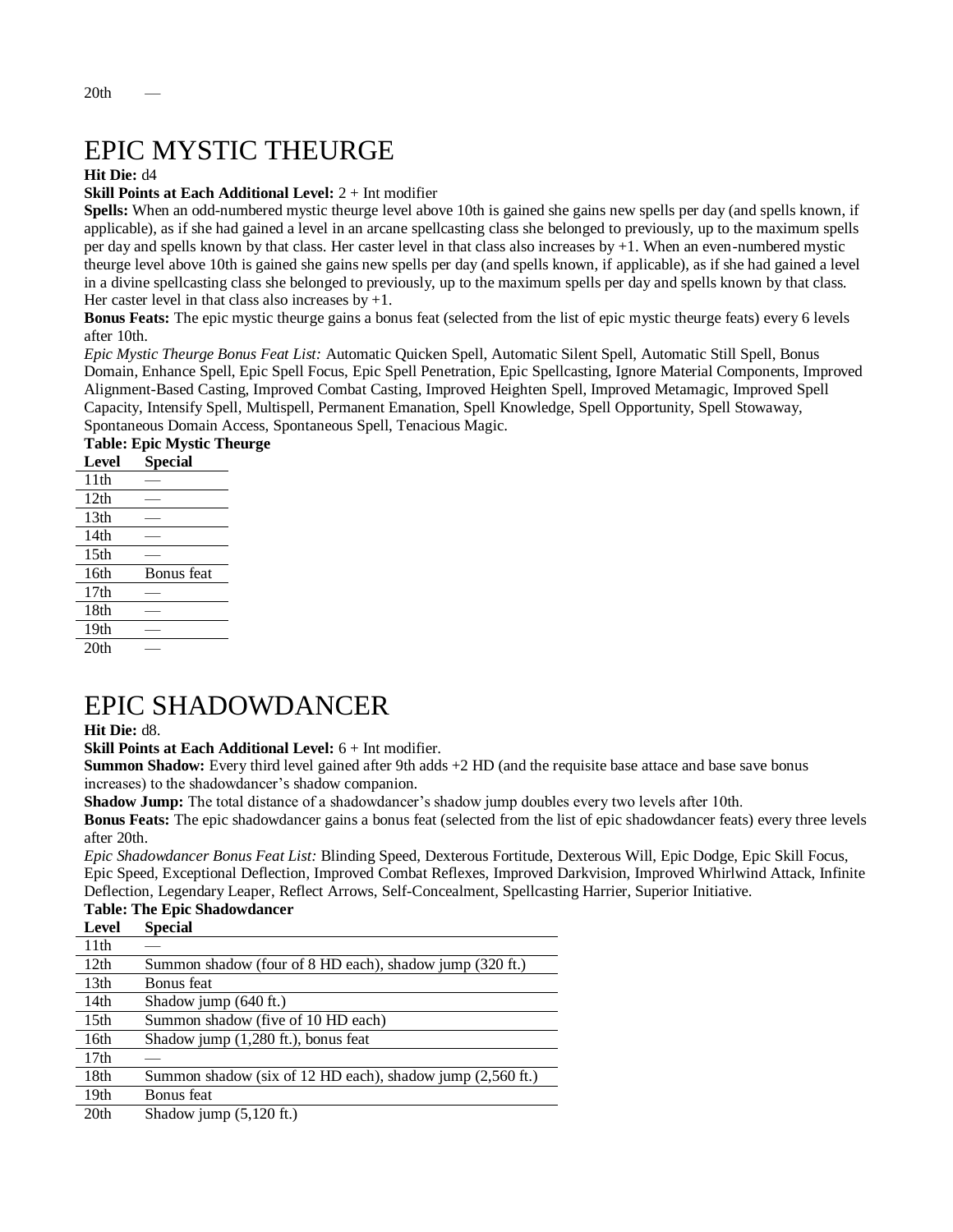| 20th | — |
|---|---|

# EPIC MYSTIC THEURGE

**Hit Die:** d4

**Skill Points at Each Additional Level:** 2 + Int modifier

**Spells:** When an odd-numbered mystic theurge level above 10th is gained she gains new spells per day (and spells known, if applicable), as if she had gained a level in an arcane spellcasting class she belonged to previously, up to the maximum spells per day and spells known by that class. Her caster level in that class also increases by +1. When an even-numbered mystic theurge level above 10th is gained she gains new spells per day (and spells known, if applicable), as if she had gained a level in a divine spellcasting class she belonged to previously, up to the maximum spells per day and spells known by that class. Her caster level in that class also increases by +1.

**Bonus Feats:** The epic mystic theurge gains a bonus feat (selected from the list of epic mystic theurge feats) every 6 levels after 10th.

*Epic Mystic Theurge Bonus Feat List:* Automatic Quicken Spell, Automatic Silent Spell, Automatic Still Spell, Bonus Domain, Enhance Spell, Epic Spell Focus, Epic Spell Penetration, Epic Spellcasting, Ignore Material Components, Improved Alignment-Based Casting, Improved Combat Casting, Improved Heighten Spell, Improved Metamagic, Improved Spell Capacity, Intensify Spell, Multispell, Permanent Emanation, Spell Knowledge, Spell Opportunity, Spell Stowaway, Spontaneous Domain Access, Spontaneous Spell, Tenacious Magic.

**Table: Epic Mystic Theurge**

| Level | Special |
|---|---|
| 11th | — |
| 12th | — |
| 13th | — |
| 14th | — |
| 15th | — |
| 16th | Bonus feat |
| 17th | — |
| 18th | — |
| 19th | — |
| 20th | — |

# EPIC SHADOWDANCER

**Hit Die:** d8.

**Skill Points at Each Additional Level:** 6 + Int modifier.

**Summon Shadow:** Every third level gained after 9th adds +2 HD (and the requisite base attace and base save bonus increases) to the shadowdancer's shadow companion.

**Shadow Jump:** The total distance of a shadowdancer's shadow jump doubles every two levels after 10th.

**Bonus Feats:** The epic shadowdancer gains a bonus feat (selected from the list of epic shadowdancer feats) every three levels after 20th.

*Epic Shadowdancer Bonus Feat List:* Blinding Speed, Dexterous Fortitude, Dexterous Will, Epic Dodge, Epic Skill Focus, Epic Speed, Exceptional Deflection, Improved Combat Reflexes, Improved Darkvision, Improved Whirlwind Attack, Infinite Deflection, Legendary Leaper, Reflect Arrows, Self-Concealment, Spellcasting Harrier, Superior Initiative.

**Table: The Epic Shadowdancer**

| Level | Special |
|---|---|
| 11th | — |
| 12th | Summon shadow (four of 8 HD each), shadow jump (320 ft.) |
| 13th | Bonus feat |
| 14th | Shadow jump (640 ft.) |
| 15th | Summon shadow (five of 10 HD each) |
| 16th | Shadow jump (1,280 ft.), bonus feat |
| 17th | — |
| 18th | Summon shadow (six of 12 HD each), shadow jump (2,560 ft.) |
| 19th | Bonus feat |
| 20th | Shadow jump (5,120 ft.) |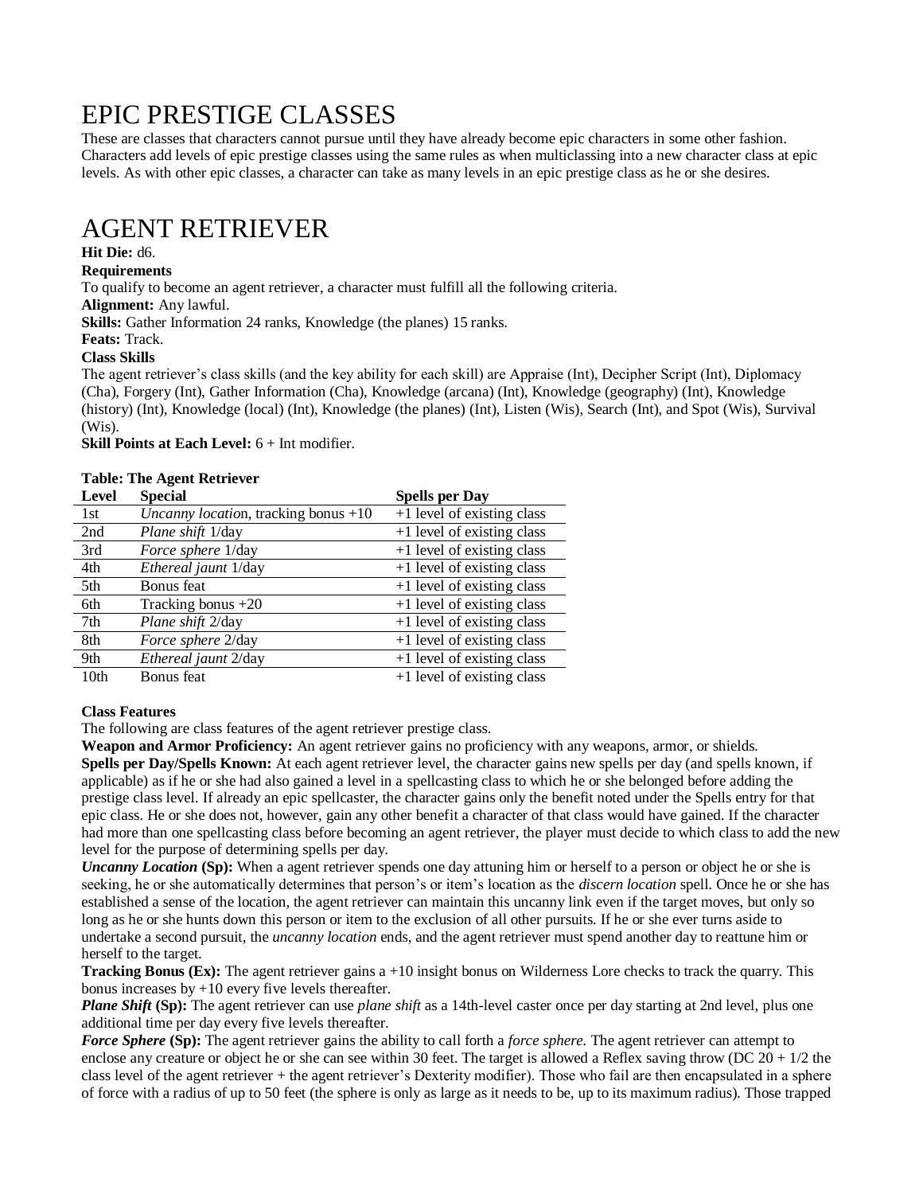# EPIC PRESTIGE CLASSES

These are classes that characters cannot pursue until they have already become epic characters in some other fashion. Characters add levels of epic prestige classes using the same rules as when multiclassing into a new character class at epic levels. As with other epic classes, a character can take as many levels in an epic prestige class as he or she desires.

# AGENT RETRIEVER

**Hit Die:** d6.

**Requirements**

To qualify to become an agent retriever, a character must fulfill all the following criteria.

**Alignment:** Any lawful.

**Skills:** Gather Information 24 ranks, Knowledge (the planes) 15 ranks.

**Feats:** Track.

**Class Skills**

The agent retriever's class skills (and the key ability for each skill) are Appraise (Int), Decipher Script (Int), Diplomacy (Cha), Forgery (Int), Gather Information (Cha), Knowledge (arcana) (Int), Knowledge (geography) (Int), Knowledge (history) (Int), Knowledge (local) (Int), Knowledge (the planes) (Int), Listen (Wis), Search (Int), and Spot (Wis), Survival (Wis).

**Skill Points at Each Level:** 6 + Int modifier.

**Table: The Agent Retriever**

| Level | Special | Spells per Day |
|---|---|---|
| 1st | *Uncanny location*, tracking bonus +10 | +1 level of existing class |
| 2nd | *Plane shift* 1/day | +1 level of existing class |
| 3rd | *Force sphere* 1/day | +1 level of existing class |
| 4th | *Ethereal jaunt* 1/day | +1 level of existing class |
| 5th | Bonus feat | +1 level of existing class |
| 6th | Tracking bonus +20 | +1 level of existing class |
| 7th | *Plane shift* 2/day | +1 level of existing class |
| 8th | *Force sphere* 2/day | +1 level of existing class |
| 9th | *Ethereal jaunt* 2/day | +1 level of existing class |
| 10th | Bonus feat | +1 level of existing class |

**Class Features**

The following are class features of the agent retriever prestige class.

**Weapon and Armor Proficiency:** An agent retriever gains no proficiency with any weapons, armor, or shields.

**Spells per Day/Spells Known:** At each agent retriever level, the character gains new spells per day (and spells known, if applicable) as if he or she had also gained a level in a spellcasting class to which he or she belonged before adding the prestige class level. If already an epic spellcaster, the character gains only the benefit noted under the Spells entry for that epic class. He or she does not, however, gain any other benefit a character of that class would have gained. If the character had more than one spellcasting class before becoming an agent retriever, the player must decide to which class to add the new level for the purpose of determining spells per day.

***Uncanny Location* (Sp):** When a agent retriever spends one day attuning him or herself to a person or object he or she is seeking, he or she automatically determines that person's or item's location as the *discern location* spell. Once he or she has established a sense of the location, the agent retriever can maintain this uncanny link even if the target moves, but only so long as he or she hunts down this person or item to the exclusion of all other pursuits. If he or she ever turns aside to undertake a second pursuit, the *uncanny location* ends, and the agent retriever must spend another day to reattune him or herself to the target.

**Tracking Bonus (Ex):** The agent retriever gains a +10 insight bonus on Wilderness Lore checks to track the quarry. This bonus increases by +10 every five levels thereafter.

***Plane Shift* (Sp):** The agent retriever can use *plane shift* as a 14th-level caster once per day starting at 2nd level, plus one additional time per day every five levels thereafter.

***Force Sphere* (Sp):** The agent retriever gains the ability to call forth a *force sphere.* The agent retriever can attempt to enclose any creature or object he or she can see within 30 feet. The target is allowed a Reflex saving throw (DC 20 + 1/2 the class level of the agent retriever + the agent retriever's Dexterity modifier). Those who fail are then encapsulated in a sphere of force with a radius of up to 50 feet (the sphere is only as large as it needs to be, up to its maximum radius). Those trapped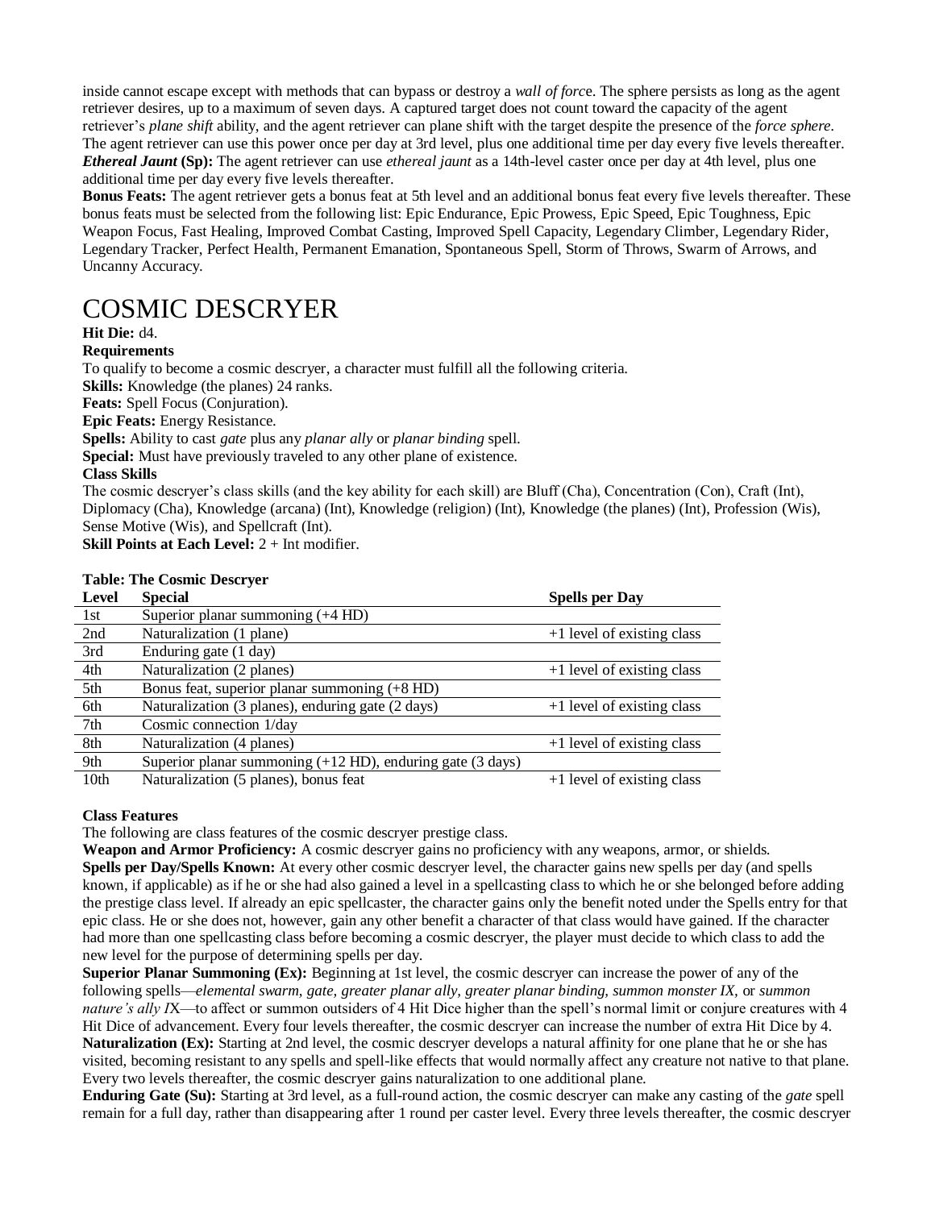inside cannot escape except with methods that can bypass or destroy a *wall of force*. The sphere persists as long as the agent retriever desires, up to a maximum of seven days. A captured target does not count toward the capacity of the agent retriever's *plane shift* ability, and the agent retriever can plane shift with the target despite the presence of the *force sphere*. The agent retriever can use this power once per day at 3rd level, plus one additional time per day every five levels thereafter.

***Ethereal Jaunt* (Sp):** The agent retriever can use *ethereal jaunt* as a 14th-level caster once per day at 4th level, plus one additional time per day every five levels thereafter.

**Bonus Feats:** The agent retriever gets a bonus feat at 5th level and an additional bonus feat every five levels thereafter. These bonus feats must be selected from the following list: Epic Endurance, Epic Prowess, Epic Speed, Epic Toughness, Epic Weapon Focus, Fast Healing, Improved Combat Casting, Improved Spell Capacity, Legendary Climber, Legendary Rider, Legendary Tracker, Perfect Health, Permanent Emanation, Spontaneous Spell, Storm of Throws, Swarm of Arrows, and Uncanny Accuracy.

# COSMIC DESCRYER

**Hit Die:** d4.

**Requirements**

To qualify to become a cosmic descryer, a character must fulfill all the following criteria.

**Skills:** Knowledge (the planes) 24 ranks.

**Feats:** Spell Focus (Conjuration).

**Epic Feats:** Energy Resistance.

**Spells:** Ability to cast *gate* plus any *planar ally* or *planar binding* spell.

**Special:** Must have previously traveled to any other plane of existence.

**Class Skills**

The cosmic descryer's class skills (and the key ability for each skill) are Bluff (Cha), Concentration (Con), Craft (Int), Diplomacy (Cha), Knowledge (arcana) (Int), Knowledge (religion) (Int), Knowledge (the planes) (Int), Profession (Wis), Sense Motive (Wis), and Spellcraft (Int).

**Skill Points at Each Level:** 2 + Int modifier.

**Table: The Cosmic Descryer**

| Level | Special | Spells per Day |
|---|---|---|
| 1st | Superior planar summoning (+4 HD) | |
| 2nd | Naturalization (1 plane) | +1 level of existing class |
| 3rd | Enduring gate (1 day) | |
| 4th | Naturalization (2 planes) | +1 level of existing class |
| 5th | Bonus feat, superior planar summoning (+8 HD) | |
| 6th | Naturalization (3 planes), enduring gate (2 days) | +1 level of existing class |
| 7th | Cosmic connection 1/day | |
| 8th | Naturalization (4 planes) | +1 level of existing class |
| 9th | Superior planar summoning (+12 HD), enduring gate (3 days) | |
| 10th | Naturalization (5 planes), bonus feat | +1 level of existing class |

**Class Features**

The following are class features of the cosmic descryer prestige class.

**Weapon and Armor Proficiency:** A cosmic descryer gains no proficiency with any weapons, armor, or shields.

**Spells per Day/Spells Known:** At every other cosmic descryer level, the character gains new spells per day (and spells known, if applicable) as if he or she had also gained a level in a spellcasting class to which he or she belonged before adding the prestige class level. If already an epic spellcaster, the character gains only the benefit noted under the Spells entry for that epic class. He or she does not, however, gain any other benefit a character of that class would have gained. If the character had more than one spellcasting class before becoming a cosmic descryer, the player must decide to which class to add the new level for the purpose of determining spells per day.

**Superior Planar Summoning (Ex):** Beginning at 1st level, the cosmic descryer can increase the power of any of the following spells—*elemental swarm, gate, greater planar ally, greater planar binding, summon monster IX,* or *summon nature's ally IX*—to affect or summon outsiders of 4 Hit Dice higher than the spell's normal limit or conjure creatures with 4 Hit Dice of advancement. Every four levels thereafter, the cosmic descryer can increase the number of extra Hit Dice by 4.

**Naturalization (Ex):** Starting at 2nd level, the cosmic descryer develops a natural affinity for one plane that he or she has visited, becoming resistant to any spells and spell-like effects that would normally affect any creature not native to that plane. Every two levels thereafter, the cosmic descryer gains naturalization to one additional plane.

**Enduring Gate (Su):** Starting at 3rd level, as a full-round action, the cosmic descryer can make any casting of the *gate* spell remain for a full day, rather than disappearing after 1 round per caster level. Every three levels thereafter, the cosmic descryer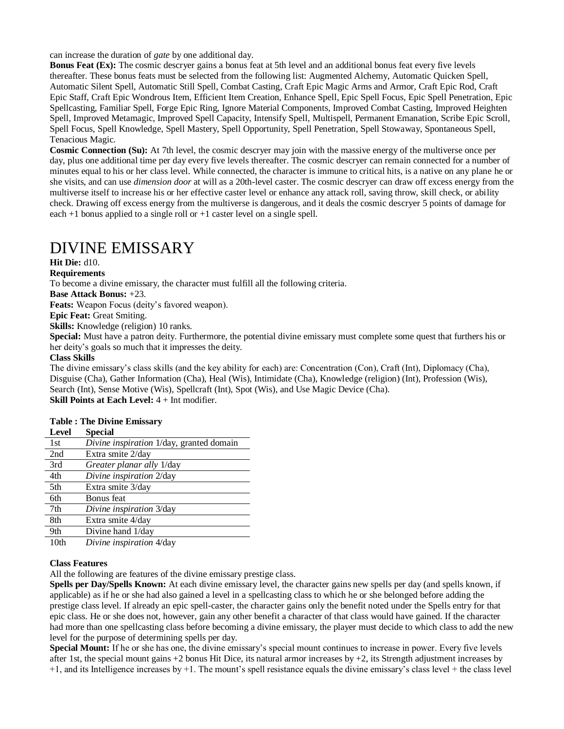can increase the duration of *gate* by one additional day.

**Bonus Feat (Ex):** The cosmic descryer gains a bonus feat at 5th level and an additional bonus feat every five levels thereafter. These bonus feats must be selected from the following list: Augmented Alchemy, Automatic Quicken Spell, Automatic Silent Spell, Automatic Still Spell, Combat Casting, Craft Epic Magic Arms and Armor, Craft Epic Rod, Craft Epic Staff, Craft Epic Wondrous Item, Efficient Item Creation, Enhance Spell, Epic Spell Focus, Epic Spell Penetration, Epic Spellcasting, Familiar Spell, Forge Epic Ring, Ignore Material Components, Improved Combat Casting, Improved Heighten Spell, Improved Metamagic, Improved Spell Capacity, Intensify Spell, Multispell, Permanent Emanation, Scribe Epic Scroll, Spell Focus, Spell Knowledge, Spell Mastery, Spell Opportunity, Spell Penetration, Spell Stowaway, Spontaneous Spell, Tenacious Magic.

**Cosmic Connection (Su):** At 7th level, the cosmic descryer may join with the massive energy of the multiverse once per day, plus one additional time per day every five levels thereafter. The cosmic descryer can remain connected for a number of minutes equal to his or her class level. While connected, the character is immune to critical hits, is a native on any plane he or she visits, and can use *dimension door* at will as a 20th-level caster. The cosmic descryer can draw off excess energy from the multiverse itself to increase his or her effective caster level or enhance any attack roll, saving throw, skill check, or ability check. Drawing off excess energy from the multiverse is dangerous, and it deals the cosmic descryer 5 points of damage for each +1 bonus applied to a single roll or +1 caster level on a single spell.

# DIVINE EMISSARY

**Hit Die:** d10.

**Requirements**

To become a divine emissary, the character must fulfill all the following criteria.

**Base Attack Bonus:** +23.

**Feats:** Weapon Focus (deity's favored weapon).

**Epic Feat:** Great Smiting.

**Skills:** Knowledge (religion) 10 ranks.

**Special:** Must have a patron deity. Furthermore, the potential divine emissary must complete some quest that furthers his or her deity's goals so much that it impresses the deity.

**Class Skills**

The divine emissary's class skills (and the key ability for each) are: Concentration (Con), Craft (Int), Diplomacy (Cha), Disguise (Cha), Gather Information (Cha), Heal (Wis), Intimidate (Cha), Knowledge (religion) (Int), Profession (Wis), Search (Int), Sense Motive (Wis), Spellcraft (Int), Spot (Wis), and Use Magic Device (Cha).

**Skill Points at Each Level:** 4 + Int modifier.

**Table : The Divine Emissary**

| Level | Special |
|---|---|
| 1st | *Divine inspiration* 1/day, granted domain |
| 2nd | Extra smite 2/day |
| 3rd | *Greater planar ally* 1/day |
| 4th | *Divine inspiration* 2/day |
| 5th | Extra smite 3/day |
| 6th | Bonus feat |
| 7th | *Divine inspiration* 3/day |
| 8th | Extra smite 4/day |
| 9th | Divine hand 1/day |
| 10th | *Divine inspiration* 4/day |

**Class Features**

All the following are features of the divine emissary prestige class.

**Spells per Day/Spells Known:** At each divine emissary level, the character gains new spells per day (and spells known, if applicable) as if he or she had also gained a level in a spellcasting class to which he or she belonged before adding the prestige class level. If already an epic spell-caster, the character gains only the benefit noted under the Spells entry for that epic class. He or she does not, however, gain any other benefit a character of that class would have gained. If the character had more than one spellcasting class before becoming a divine emissary, the player must decide to which class to add the new level for the purpose of determining spells per day.

**Special Mount:** If he or she has one, the divine emissary's special mount continues to increase in power. Every five levels after 1st, the special mount gains +2 bonus Hit Dice, its natural armor increases by +2, its Strength adjustment increases by +1, and its Intelligence increases by +1. The mount's spell resistance equals the divine emissary's class level + the class level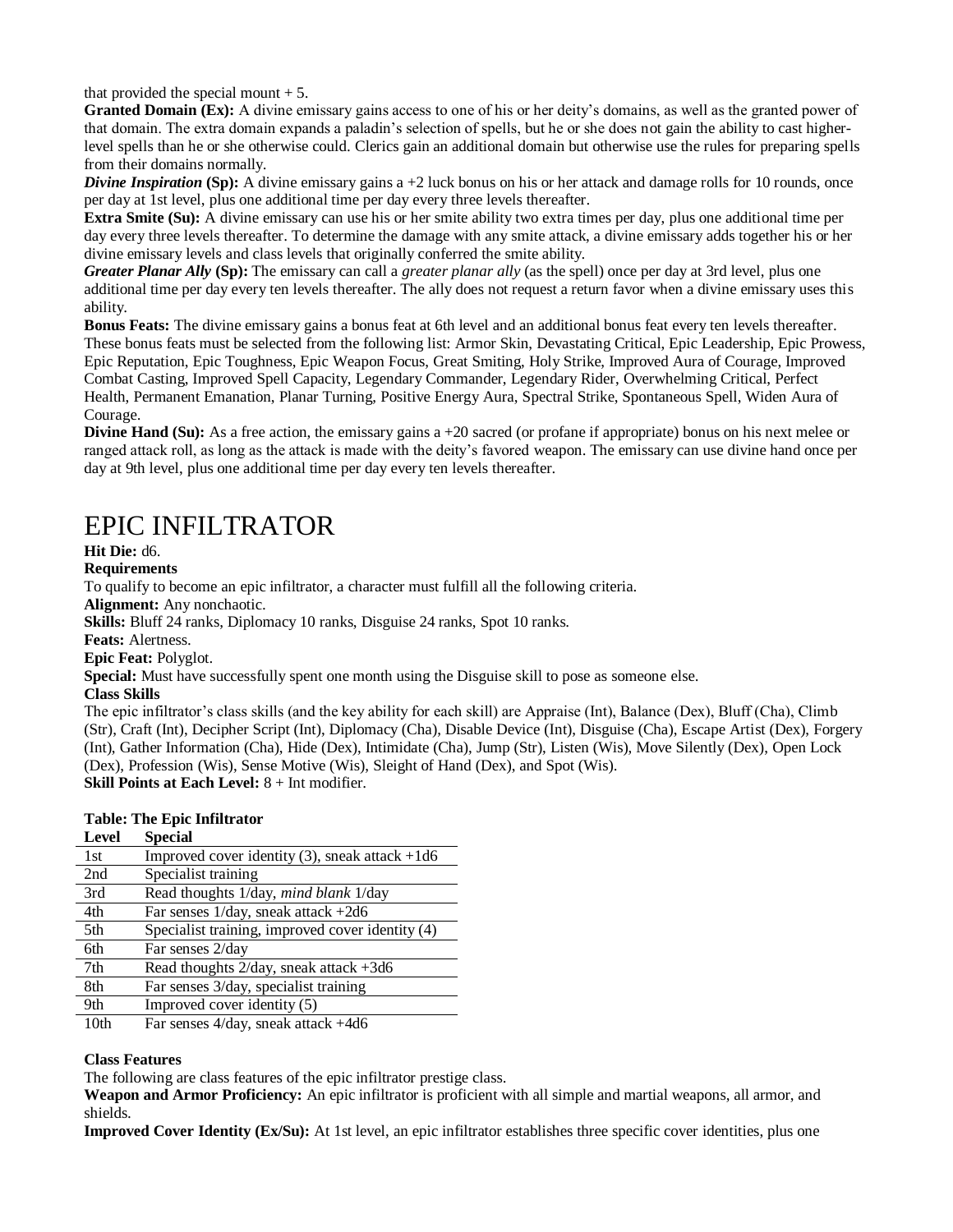that provided the special mount + 5.

**Granted Domain (Ex):** A divine emissary gains access to one of his or her deity's domains, as well as the granted power of that domain. The extra domain expands a paladin's selection of spells, but he or she does not gain the ability to cast higher-level spells than he or she otherwise could. Clerics gain an additional domain but otherwise use the rules for preparing spells from their domains normally.

***Divine Inspiration* (Sp):** A divine emissary gains a +2 luck bonus on his or her attack and damage rolls for 10 rounds, once per day at 1st level, plus one additional time per day every three levels thereafter.

**Extra Smite (Su):** A divine emissary can use his or her smite ability two extra times per day, plus one additional time per day every three levels thereafter. To determine the damage with any smite attack, a divine emissary adds together his or her divine emissary levels and class levels that originally conferred the smite ability.

***Greater Planar Ally* (Sp):** The emissary can call a *greater planar ally* (as the spell) once per day at 3rd level, plus one additional time per day every ten levels thereafter. The ally does not request a return favor when a divine emissary uses this ability.

**Bonus Feats:** The divine emissary gains a bonus feat at 6th level and an additional bonus feat every ten levels thereafter. These bonus feats must be selected from the following list: Armor Skin, Devastating Critical, Epic Leadership, Epic Prowess, Epic Reputation, Epic Toughness, Epic Weapon Focus, Great Smiting, Holy Strike, Improved Aura of Courage, Improved Combat Casting, Improved Spell Capacity, Legendary Commander, Legendary Rider, Overwhelming Critical, Perfect Health, Permanent Emanation, Planar Turning, Positive Energy Aura, Spectral Strike, Spontaneous Spell, Widen Aura of Courage.

**Divine Hand (Su):** As a free action, the emissary gains a +20 sacred (or profane if appropriate) bonus on his next melee or ranged attack roll, as long as the attack is made with the deity's favored weapon. The emissary can use divine hand once per day at 9th level, plus one additional time per day every ten levels thereafter.

# EPIC INFILTRATOR

**Hit Die:** d6.

**Requirements**

To qualify to become an epic infiltrator, a character must fulfill all the following criteria.

**Alignment:** Any nonchaotic.

**Skills:** Bluff 24 ranks, Diplomacy 10 ranks, Disguise 24 ranks, Spot 10 ranks.

**Feats:** Alertness.

**Epic Feat:** Polyglot.

**Special:** Must have successfully spent one month using the Disguise skill to pose as someone else.

**Class Skills**

The epic infiltrator's class skills (and the key ability for each skill) are Appraise (Int), Balance (Dex), Bluff (Cha), Climb (Str), Craft (Int), Decipher Script (Int), Diplomacy (Cha), Disable Device (Int), Disguise (Cha), Escape Artist (Dex), Forgery (Int), Gather Information (Cha), Hide (Dex), Intimidate (Cha), Jump (Str), Listen (Wis), Move Silently (Dex), Open Lock (Dex), Profession (Wis), Sense Motive (Wis), Sleight of Hand (Dex), and Spot (Wis).

**Skill Points at Each Level:** 8 + Int modifier.

**Table: The Epic Infiltrator**

| Level | Special |
|---|---|
| 1st | Improved cover identity (3), sneak attack +1d6 |
| 2nd | Specialist training |
| 3rd | Read thoughts 1/day, *mind blank* 1/day |
| 4th | Far senses 1/day, sneak attack +2d6 |
| 5th | Specialist training, improved cover identity (4) |
| 6th | Far senses 2/day |
| 7th | Read thoughts 2/day, sneak attack +3d6 |
| 8th | Far senses 3/day, specialist training |
| 9th | Improved cover identity (5) |
| 10th | Far senses 4/day, sneak attack +4d6 |

**Class Features**

The following are class features of the epic infiltrator prestige class.

**Weapon and Armor Proficiency:** An epic infiltrator is proficient with all simple and martial weapons, all armor, and shields.

**Improved Cover Identity (Ex/Su):** At 1st level, an epic infiltrator establishes three specific cover identities, plus one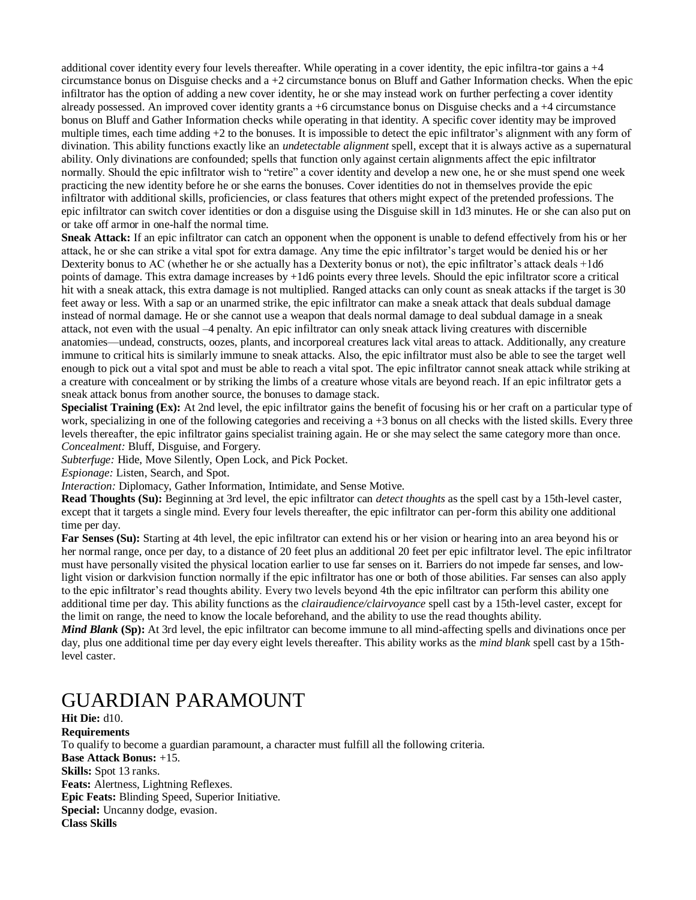additional cover identity every four levels thereafter. While operating in a cover identity, the epic infiltra-tor gains a +4 circumstance bonus on Disguise checks and a +2 circumstance bonus on Bluff and Gather Information checks. When the epic infiltrator has the option of adding a new cover identity, he or she may instead work on further perfecting a cover identity already possessed. An improved cover identity grants a +6 circumstance bonus on Disguise checks and a +4 circumstance bonus on Bluff and Gather Information checks while operating in that identity. A specific cover identity may be improved multiple times, each time adding +2 to the bonuses. It is impossible to detect the epic infiltrator's alignment with any form of divination. This ability functions exactly like an *undetectable alignment* spell, except that it is always active as a supernatural ability. Only divinations are confounded; spells that function only against certain alignments affect the epic infiltrator normally. Should the epic infiltrator wish to "retire" a cover identity and develop a new one, he or she must spend one week practicing the new identity before he or she earns the bonuses. Cover identities do not in themselves provide the epic infiltrator with additional skills, proficiencies, or class features that others might expect of the pretended professions. The epic infiltrator can switch cover identities or don a disguise using the Disguise skill in 1d3 minutes. He or she can also put on or take off armor in one-half the normal time.

**Sneak Attack:** If an epic infiltrator can catch an opponent when the opponent is unable to defend effectively from his or her attack, he or she can strike a vital spot for extra damage. Any time the epic infiltrator's target would be denied his or her Dexterity bonus to AC (whether he or she actually has a Dexterity bonus or not), the epic infiltrator's attack deals +1d6 points of damage. This extra damage increases by +1d6 points every three levels. Should the epic infiltrator score a critical hit with a sneak attack, this extra damage is not multiplied. Ranged attacks can only count as sneak attacks if the target is 30 feet away or less. With a sap or an unarmed strike, the epic infiltrator can make a sneak attack that deals subdual damage instead of normal damage. He or she cannot use a weapon that deals normal damage to deal subdual damage in a sneak attack, not even with the usual –4 penalty. An epic infiltrator can only sneak attack living creatures with discernible anatomies—undead, constructs, oozes, plants, and incorporeal creatures lack vital areas to attack. Additionally, any creature immune to critical hits is similarly immune to sneak attacks. Also, the epic infiltrator must also be able to see the target well enough to pick out a vital spot and must be able to reach a vital spot. The epic infiltrator cannot sneak attack while striking at a creature with concealment or by striking the limbs of a creature whose vitals are beyond reach. If an epic infiltrator gets a sneak attack bonus from another source, the bonuses to damage stack.

**Specialist Training (Ex):** At 2nd level, the epic infiltrator gains the benefit of focusing his or her craft on a particular type of work, specializing in one of the following categories and receiving a +3 bonus on all checks with the listed skills. Every three levels thereafter, the epic infiltrator gains specialist training again. He or she may select the same category more than once.

*Concealment:* Bluff, Disguise, and Forgery.

*Subterfuge:* Hide, Move Silently, Open Lock, and Pick Pocket.

*Espionage:* Listen, Search, and Spot.

*Interaction:* Diplomacy, Gather Information, Intimidate, and Sense Motive.

**Read Thoughts (Su):** Beginning at 3rd level, the epic infiltrator can *detect thoughts* as the spell cast by a 15th-level caster, except that it targets a single mind. Every four levels thereafter, the epic infiltrator can per-form this ability one additional time per day.

**Far Senses (Su):** Starting at 4th level, the epic infiltrator can extend his or her vision or hearing into an area beyond his or her normal range, once per day, to a distance of 20 feet plus an additional 20 feet per epic infiltrator level. The epic infiltrator must have personally visited the physical location earlier to use far senses on it. Barriers do not impede far senses, and low-light vision or darkvision function normally if the epic infiltrator has one or both of those abilities. Far senses can also apply to the epic infiltrator's read thoughts ability. Every two levels beyond 4th the epic infiltrator can perform this ability one additional time per day. This ability functions as the *clairaudience/clairvoyance* spell cast by a 15th-level caster, except for the limit on range, the need to know the locale beforehand, and the ability to use the read thoughts ability.

***Mind Blank* (Sp):** At 3rd level, the epic infiltrator can become immune to all mind-affecting spells and divinations once per day, plus one additional time per day every eight levels thereafter. This ability works as the *mind blank* spell cast by a 15th-level caster.

# GUARDIAN PARAMOUNT

**Hit Die:** d10.

**Requirements**

To qualify to become a guardian paramount, a character must fulfill all the following criteria.

**Base Attack Bonus:** +15.

**Skills:** Spot 13 ranks.

**Feats:** Alertness, Lightning Reflexes.

**Epic Feats:** Blinding Speed, Superior Initiative.

**Special:** Uncanny dodge, evasion.

**Class Skills**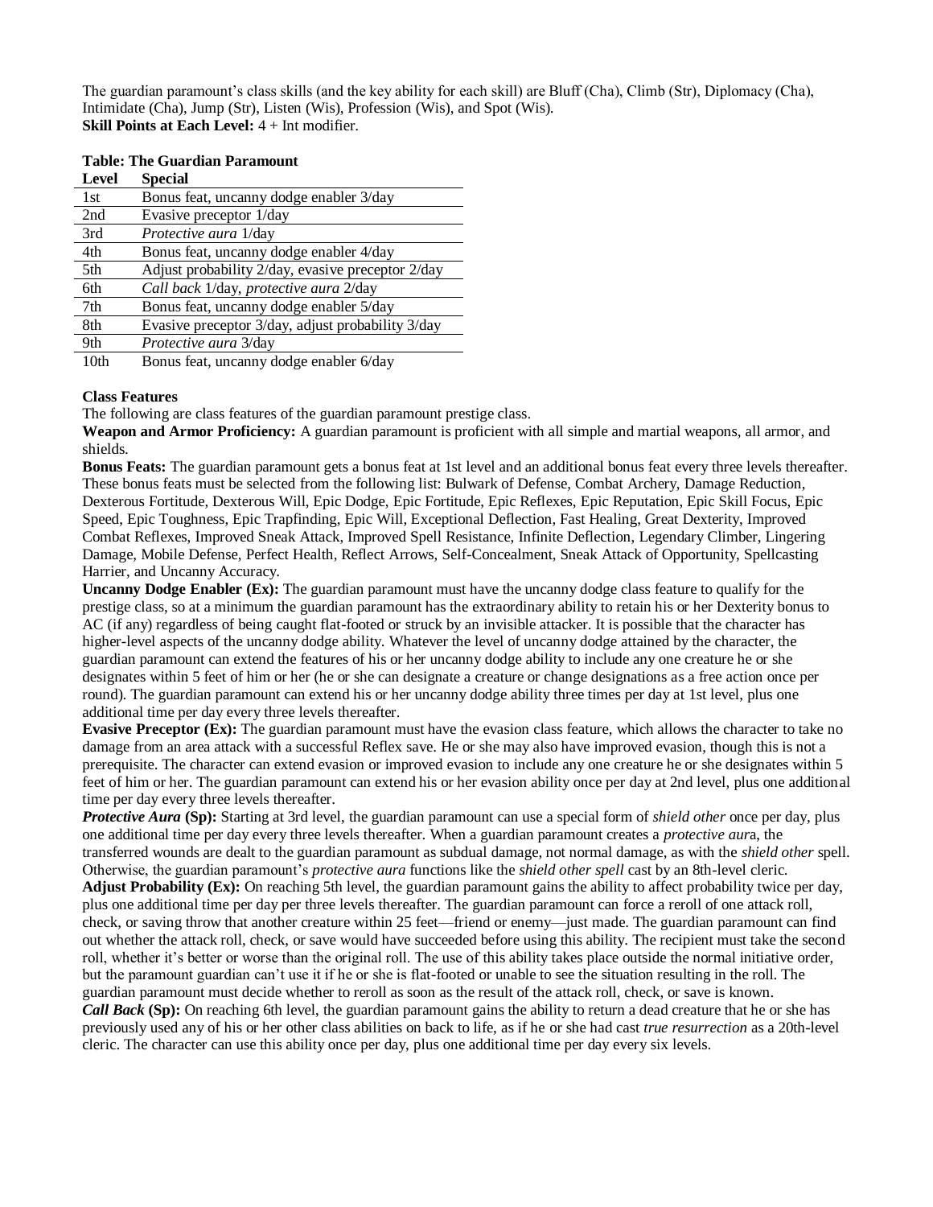The guardian paramount's class skills (and the key ability for each skill) are Bluff (Cha), Climb (Str), Diplomacy (Cha), Intimidate (Cha), Jump (Str), Listen (Wis), Profession (Wis), and Spot (Wis).
**Skill Points at Each Level:** 4 + Int modifier.

**Table: The Guardian Paramount**

| Level | Special |
|---|---|
| 1st | Bonus feat, uncanny dodge enabler 3/day |
| 2nd | Evasive preceptor 1/day |
| 3rd | *Protective aura* 1/day |
| 4th | Bonus feat, uncanny dodge enabler 4/day |
| 5th | Adjust probability 2/day, evasive preceptor 2/day |
| 6th | *Call back* 1/day, *protective aura* 2/day |
| 7th | Bonus feat, uncanny dodge enabler 5/day |
| 8th | Evasive preceptor 3/day, adjust probability 3/day |
| 9th | *Protective aura* 3/day |
| 10th | Bonus feat, uncanny dodge enabler 6/day |

**Class Features**
The following are class features of the guardian paramount prestige class.
**Weapon and Armor Proficiency:** A guardian paramount is proficient with all simple and martial weapons, all armor, and shields.
**Bonus Feats:** The guardian paramount gets a bonus feat at 1st level and an additional bonus feat every three levels thereafter. These bonus feats must be selected from the following list: Bulwark of Defense, Combat Archery, Damage Reduction, Dexterous Fortitude, Dexterous Will, Epic Dodge, Epic Fortitude, Epic Reflexes, Epic Reputation, Epic Skill Focus, Epic Speed, Epic Toughness, Epic Trapfinding, Epic Will, Exceptional Deflection, Fast Healing, Great Dexterity, Improved Combat Reflexes, Improved Sneak Attack, Improved Spell Resistance, Infinite Deflection, Legendary Climber, Lingering Damage, Mobile Defense, Perfect Health, Reflect Arrows, Self-Concealment, Sneak Attack of Opportunity, Spellcasting Harrier, and Uncanny Accuracy.
**Uncanny Dodge Enabler (Ex):** The guardian paramount must have the uncanny dodge class feature to qualify for the prestige class, so at a minimum the guardian paramount has the extraordinary ability to retain his or her Dexterity bonus to AC (if any) regardless of being caught flat-footed or struck by an invisible attacker. It is possible that the character has higher-level aspects of the uncanny dodge ability. Whatever the level of uncanny dodge attained by the character, the guardian paramount can extend the features of his or her uncanny dodge ability to include any one creature he or she designates within 5 feet of him or her (he or she can designate a creature or change designations as a free action once per round). The guardian paramount can extend his or her uncanny dodge ability three times per day at 1st level, plus one additional time per day every three levels thereafter.
**Evasive Preceptor (Ex):** The guardian paramount must have the evasion class feature, which allows the character to take no damage from an area attack with a successful Reflex save. He or she may also have improved evasion, though this is not a prerequisite. The character can extend evasion or improved evasion to include any one creature he or she designates within 5 feet of him or her. The guardian paramount can extend his or her evasion ability once per day at 2nd level, plus one additional time per day every three levels thereafter.
***Protective Aura* (Sp):** Starting at 3rd level, the guardian paramount can use a special form of *shield other* once per day, plus one additional time per day every three levels thereafter. When a guardian paramount creates a *protective aur*a, the transferred wounds are dealt to the guardian paramount as subdual damage, not normal damage, as with the *shield other* spell. Otherwise, the guardian paramount's *protective aura* functions like the *shield other spell* cast by an 8th-level cleric.
**Adjust Probability (Ex):** On reaching 5th level, the guardian paramount gains the ability to affect probability twice per day, plus one additional time per day per three levels thereafter. The guardian paramount can force a reroll of one attack roll, check, or saving throw that another creature within 25 feet—friend or enemy—just made. The guardian paramount can find out whether the attack roll, check, or save would have succeeded before using this ability. The recipient must take the second roll, whether it's better or worse than the original roll. The use of this ability takes place outside the normal initiative order, but the paramount guardian can't use it if he or she is flat-footed or unable to see the situation resulting in the roll. The guardian paramount must decide whether to reroll as soon as the result of the attack roll, check, or save is known.
***Call Back* (Sp):** On reaching 6th level, the guardian paramount gains the ability to return a dead creature that he or she has previously used any of his or her other class abilities on back to life, as if he or she had cast *true resurrection* as a 20th-level cleric. The character can use this ability once per day, plus one additional time per day every six levels.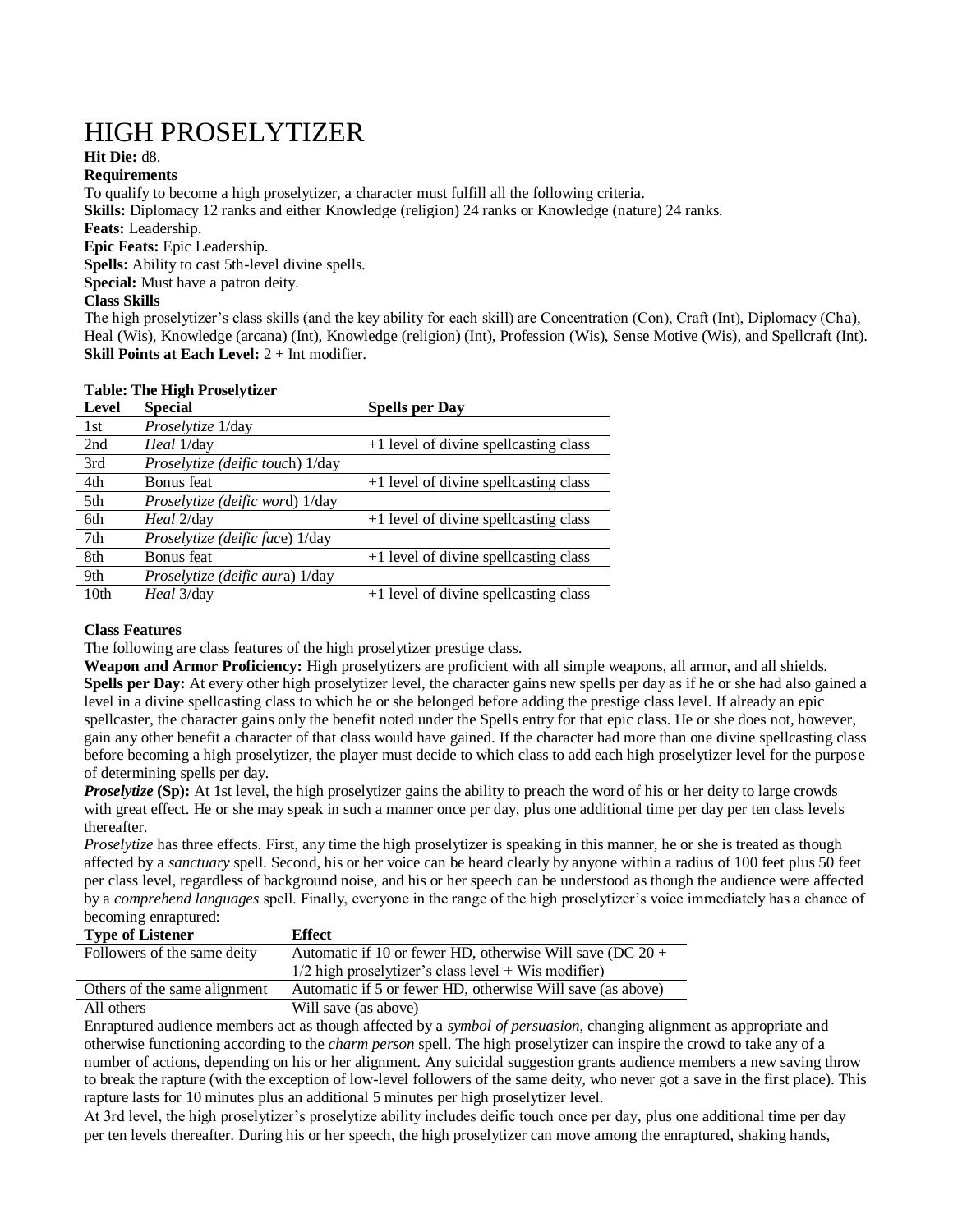# HIGH PROSELYTIZER

**Hit Die:** d8.

**Requirements**

To qualify to become a high proselytizer, a character must fulfill all the following criteria.

**Skills:** Diplomacy 12 ranks and either Knowledge (religion) 24 ranks or Knowledge (nature) 24 ranks.

**Feats:** Leadership.

**Epic Feats:** Epic Leadership.

**Spells:** Ability to cast 5th-level divine spells.

**Special:** Must have a patron deity.

**Class Skills**

The high proselytizer's class skills (and the key ability for each skill) are Concentration (Con), Craft (Int), Diplomacy (Cha), Heal (Wis), Knowledge (arcana) (Int), Knowledge (religion) (Int), Profession (Wis), Sense Motive (Wis), and Spellcraft (Int).

**Skill Points at Each Level:** 2 + Int modifier.

**Table: The High Proselytizer**

| Level | Special | Spells per Day |
|---|---|---|
| 1st | *Proselytize* 1/day | |
| 2nd | *Heal* 1/day | +1 level of divine spellcasting class |
| 3rd | *Proselytize (deific touch*) 1/day | |
| 4th | Bonus feat | +1 level of divine spellcasting class |
| 5th | *Proselytize (deific word*) 1/day | |
| 6th | *Heal* 2/day | +1 level of divine spellcasting class |
| 7th | *Proselytize (deific face*) 1/day | |
| 8th | Bonus feat | +1 level of divine spellcasting class |
| 9th | *Proselytize (deific aura*) 1/day | |
| 10th | *Heal* 3/day | +1 level of divine spellcasting class |

**Class Features**

The following are class features of the high proselytizer prestige class.

**Weapon and Armor Proficiency:** High proselytizers are proficient with all simple weapons, all armor, and all shields.

**Spells per Day:** At every other high proselytizer level, the character gains new spells per day as if he or she had also gained a level in a divine spellcasting class to which he or she belonged before adding the prestige class level. If already an epic spellcaster, the character gains only the benefit noted under the Spells entry for that epic class. He or she does not, however, gain any other benefit a character of that class would have gained. If the character had more than one divine spellcasting class before becoming a high proselytizer, the player must decide to which class to add each high proselytizer level for the purpose of determining spells per day.

***Proselytize* (Sp):** At 1st level, the high proselytizer gains the ability to preach the word of his or her deity to large crowds with great effect. He or she may speak in such a manner once per day, plus one additional time per day per ten class levels thereafter.

*Proselytize* has three effects. First, any time the high proselytizer is speaking in this manner, he or she is treated as though affected by a *sanctuary* spell. Second, his or her voice can be heard clearly by anyone within a radius of 100 feet plus 50 feet per class level, regardless of background noise, and his or her speech can be understood as though the audience were affected by a *comprehend languages* spell. Finally, everyone in the range of the high proselytizer's voice immediately has a chance of becoming enraptured:

| Type of Listener | Effect |
|---|---|
| Followers of the same deity | Automatic if 10 or fewer HD, otherwise Will save (DC 20 + 1/2 high proselytizer's class level + Wis modifier) |
| Others of the same alignment | Automatic if 5 or fewer HD, otherwise Will save (as above) |
| All others | Will save (as above) |

Enraptured audience members act as though affected by a *symbol of persuasion*, changing alignment as appropriate and otherwise functioning according to the *charm person* spell. The high proselytizer can inspire the crowd to take any of a number of actions, depending on his or her alignment. Any suicidal suggestion grants audience members a new saving throw to break the rapture (with the exception of low-level followers of the same deity, who never got a save in the first place). This rapture lasts for 10 minutes plus an additional 5 minutes per high proselytizer level.

At 3rd level, the high proselytizer's proselytize ability includes deific touch once per day, plus one additional time per day per ten levels thereafter. During his or her speech, the high proselytizer can move among the enraptured, shaking hands,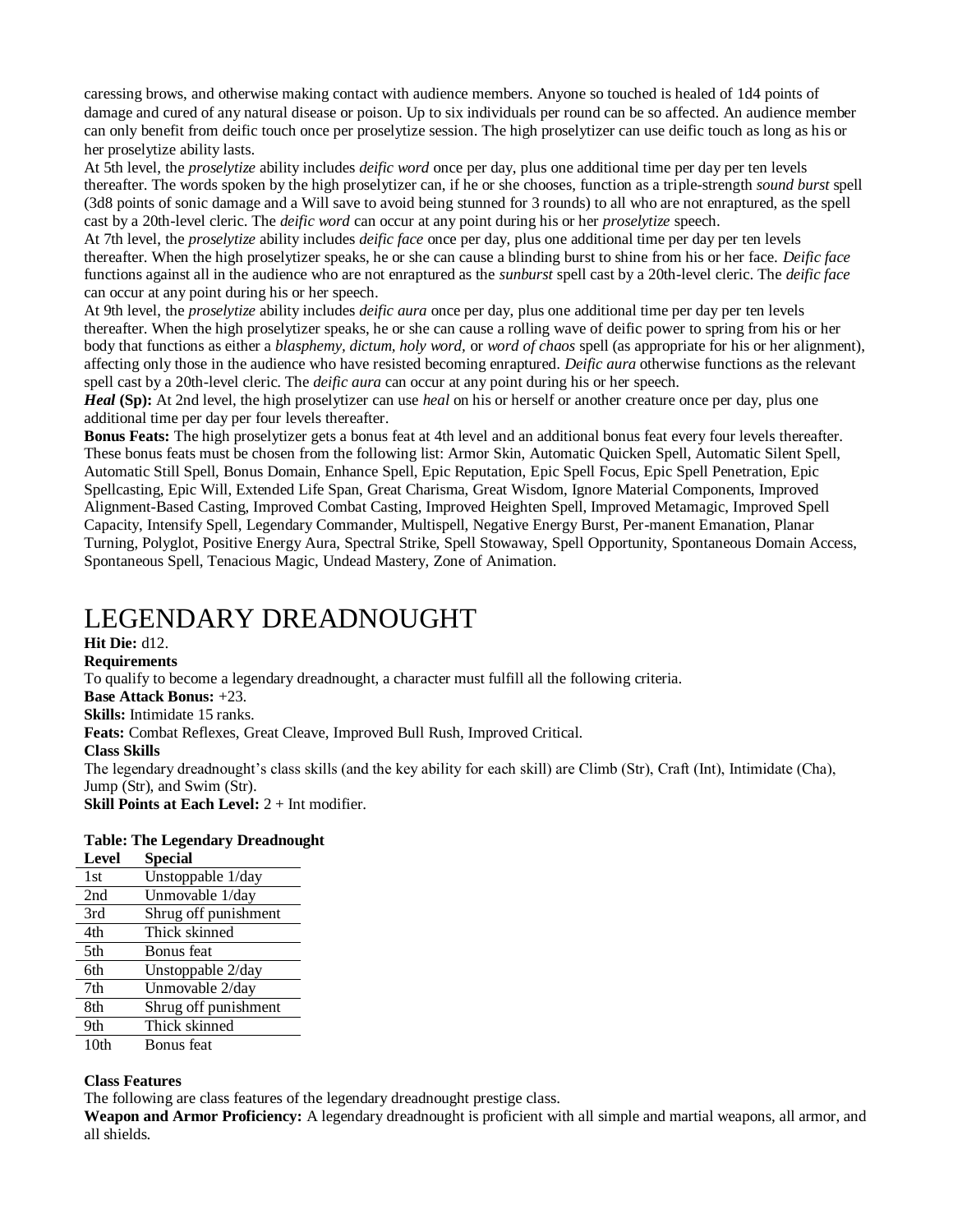caressing brows, and otherwise making contact with audience members. Anyone so touched is healed of 1d4 points of damage and cured of any natural disease or poison. Up to six individuals per round can be so affected. An audience member can only benefit from deific touch once per proselytize session. The high proselytizer can use deific touch as long as his or her proselytize ability lasts.

At 5th level, the *proselytize* ability includes *deific word* once per day, plus one additional time per day per ten levels thereafter. The words spoken by the high proselytizer can, if he or she chooses, function as a triple-strength *sound burst* spell (3d8 points of sonic damage and a Will save to avoid being stunned for 3 rounds) to all who are not enraptured, as the spell cast by a 20th-level cleric. The *deific word* can occur at any point during his or her *proselytize* speech.

At 7th level, the *proselytize* ability includes *deific face* once per day, plus one additional time per day per ten levels thereafter. When the high proselytizer speaks, he or she can cause a blinding burst to shine from his or her face. *Deific face* functions against all in the audience who are not enraptured as the *sunburst* spell cast by a 20th-level cleric. The *deific face* can occur at any point during his or her speech.

At 9th level, the *proselytize* ability includes *deific aura* once per day, plus one additional time per day per ten levels thereafter. When the high proselytizer speaks, he or she can cause a rolling wave of deific power to spring from his or her body that functions as either a *blasphemy, dictum, holy word,* or *word of chaos* spell (as appropriate for his or her alignment), affecting only those in the audience who have resisted becoming enraptured. *Deific aura* otherwise functions as the relevant spell cast by a 20th-level cleric. The *deific aura* can occur at any point during his or her speech.

***Heal* (Sp):** At 2nd level, the high proselytizer can use *heal* on his or herself or another creature once per day, plus one additional time per day per four levels thereafter.

**Bonus Feats:** The high proselytizer gets a bonus feat at 4th level and an additional bonus feat every four levels thereafter. These bonus feats must be chosen from the following list: Armor Skin, Automatic Quicken Spell, Automatic Silent Spell, Automatic Still Spell, Bonus Domain, Enhance Spell, Epic Reputation, Epic Spell Focus, Epic Spell Penetration, Epic Spellcasting, Epic Will, Extended Life Span, Great Charisma, Great Wisdom, Ignore Material Components, Improved Alignment-Based Casting, Improved Combat Casting, Improved Heighten Spell, Improved Metamagic, Improved Spell Capacity, Intensify Spell, Legendary Commander, Multispell, Negative Energy Burst, Per-manent Emanation, Planar Turning, Polyglot, Positive Energy Aura, Spectral Strike, Spell Stowaway, Spell Opportunity, Spontaneous Domain Access, Spontaneous Spell, Tenacious Magic, Undead Mastery, Zone of Animation.

# LEGENDARY DREADNOUGHT

**Hit Die:** d12.

**Requirements**

To qualify to become a legendary dreadnought, a character must fulfill all the following criteria.

**Base Attack Bonus:** +23.

**Skills:** Intimidate 15 ranks.

**Feats:** Combat Reflexes, Great Cleave, Improved Bull Rush, Improved Critical.

**Class Skills**

The legendary dreadnought's class skills (and the key ability for each skill) are Climb (Str), Craft (Int), Intimidate (Cha), Jump (Str), and Swim (Str).

**Skill Points at Each Level:** 2 + Int modifier.

**Table: The Legendary Dreadnought**

| Level | Special |
|---|---|
| 1st | Unstoppable 1/day |
| 2nd | Unmovable 1/day |
| 3rd | Shrug off punishment |
| 4th | Thick skinned |
| 5th | Bonus feat |
| 6th | Unstoppable 2/day |
| 7th | Unmovable 2/day |
| 8th | Shrug off punishment |
| 9th | Thick skinned |
| 10th | Bonus feat |

**Class Features**

The following are class features of the legendary dreadnought prestige class.

**Weapon and Armor Proficiency:** A legendary dreadnought is proficient with all simple and martial weapons, all armor, and all shields.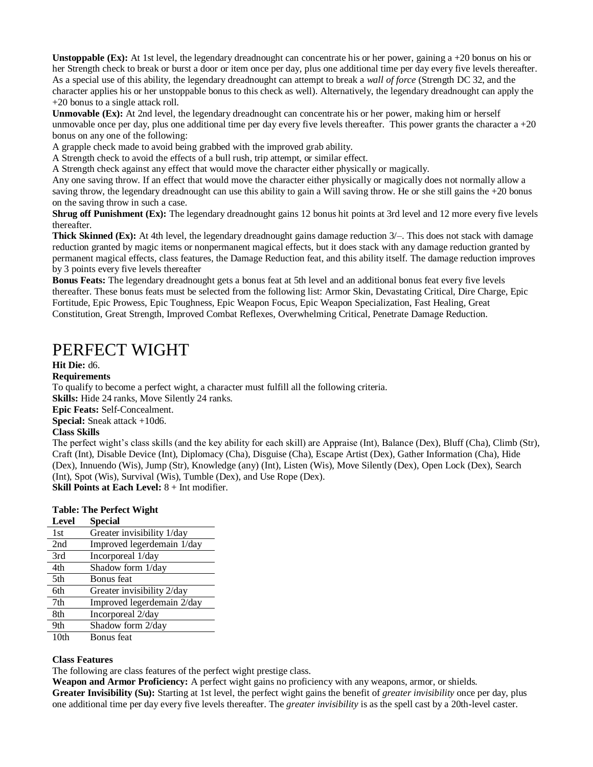**Unstoppable (Ex):** At 1st level, the legendary dreadnought can concentrate his or her power, gaining a +20 bonus on his or her Strength check to break or burst a door or item once per day, plus one additional time per day every five levels thereafter. As a special use of this ability, the legendary dreadnought can attempt to break a *wall of force* (Strength DC 32, and the character applies his or her unstoppable bonus to this check as well). Alternatively, the legendary dreadnought can apply the +20 bonus to a single attack roll.

**Unmovable (Ex):** At 2nd level, the legendary dreadnought can concentrate his or her power, making him or herself unmovable once per day, plus one additional time per day every five levels thereafter. This power grants the character a +20 bonus on any one of the following:

A grapple check made to avoid being grabbed with the improved grab ability.

A Strength check to avoid the effects of a bull rush, trip attempt, or similar effect.

A Strength check against any effect that would move the character either physically or magically.

Any one saving throw. If an effect that would move the character either physically or magically does not normally allow a saving throw, the legendary dreadnought can use this ability to gain a Will saving throw. He or she still gains the +20 bonus on the saving throw in such a case.

**Shrug off Punishment (Ex):** The legendary dreadnought gains 12 bonus hit points at 3rd level and 12 more every five levels thereafter.

**Thick Skinned (Ex):** At 4th level, the legendary dreadnought gains damage reduction 3/–. This does not stack with damage reduction granted by magic items or nonpermanent magical effects, but it does stack with any damage reduction granted by permanent magical effects, class features, the Damage Reduction feat, and this ability itself. The damage reduction improves by 3 points every five levels thereafter

**Bonus Feats:** The legendary dreadnought gets a bonus feat at 5th level and an additional bonus feat every five levels thereafter. These bonus feats must be selected from the following list: Armor Skin, Devastating Critical, Dire Charge, Epic Fortitude, Epic Prowess, Epic Toughness, Epic Weapon Focus, Epic Weapon Specialization, Fast Healing, Great Constitution, Great Strength, Improved Combat Reflexes, Overwhelming Critical, Penetrate Damage Reduction.

# PERFECT WIGHT

**Hit Die:** d6.

**Requirements**

To qualify to become a perfect wight, a character must fulfill all the following criteria.

**Skills:** Hide 24 ranks, Move Silently 24 ranks.

**Epic Feats:** Self-Concealment.

**Special:** Sneak attack +10d6.

**Class Skills**

The perfect wight's class skills (and the key ability for each skill) are Appraise (Int), Balance (Dex), Bluff (Cha), Climb (Str), Craft (Int), Disable Device (Int), Diplomacy (Cha), Disguise (Cha), Escape Artist (Dex), Gather Information (Cha), Hide (Dex), Innuendo (Wis), Jump (Str), Knowledge (any) (Int), Listen (Wis), Move Silently (Dex), Open Lock (Dex), Search (Int), Spot (Wis), Survival (Wis), Tumble (Dex), and Use Rope (Dex).

**Skill Points at Each Level:** 8 + Int modifier.

**Table: The Perfect Wight**

| Level | Special |
|---|---|
| 1st | Greater invisibility 1/day |
| 2nd | Improved legerdemain 1/day |
| 3rd | Incorporeal 1/day |
| 4th | Shadow form 1/day |
| 5th | Bonus feat |
| 6th | Greater invisibility 2/day |
| 7th | Improved legerdemain 2/day |
| 8th | Incorporeal 2/day |
| 9th | Shadow form 2/day |
| 10th | Bonus feat |

**Class Features**

The following are class features of the perfect wight prestige class.

**Weapon and Armor Proficiency:** A perfect wight gains no proficiency with any weapons, armor, or shields.

**Greater Invisibility (Su):** Starting at 1st level, the perfect wight gains the benefit of *greater invisibility* once per day, plus one additional time per day every five levels thereafter. The *greater invisibility* is as the spell cast by a 20th-level caster.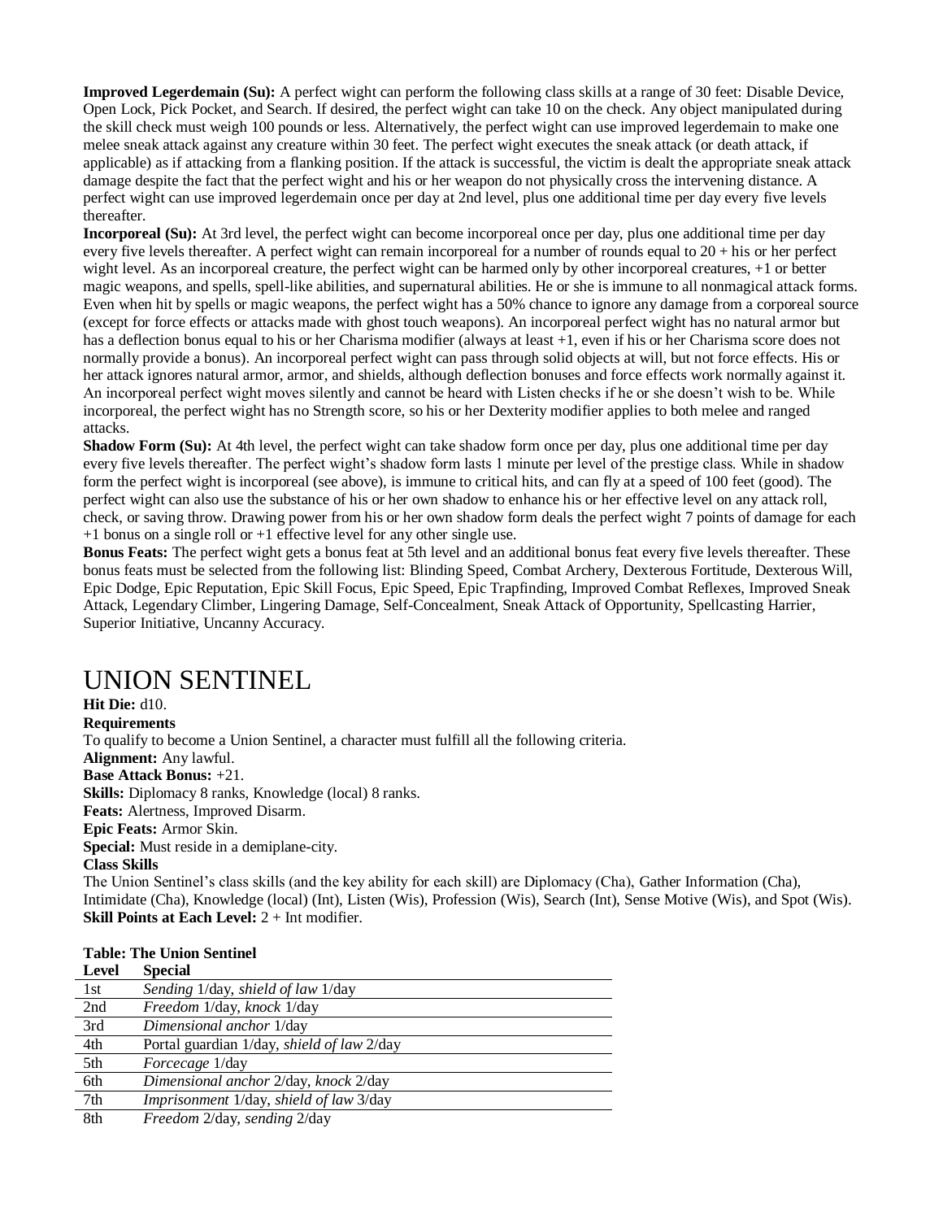**Improved Legerdemain (Su):** A perfect wight can perform the following class skills at a range of 30 feet: Disable Device, Open Lock, Pick Pocket, and Search. If desired, the perfect wight can take 10 on the check. Any object manipulated during the skill check must weigh 100 pounds or less. Alternatively, the perfect wight can use improved legerdemain to make one melee sneak attack against any creature within 30 feet. The perfect wight executes the sneak attack (or death attack, if applicable) as if attacking from a flanking position. If the attack is successful, the victim is dealt the appropriate sneak attack damage despite the fact that the perfect wight and his or her weapon do not physically cross the intervening distance. A perfect wight can use improved legerdemain once per day at 2nd level, plus one additional time per day every five levels thereafter.

**Incorporeal (Su):** At 3rd level, the perfect wight can become incorporeal once per day, plus one additional time per day every five levels thereafter. A perfect wight can remain incorporeal for a number of rounds equal to 20 + his or her perfect wight level. As an incorporeal creature, the perfect wight can be harmed only by other incorporeal creatures, +1 or better magic weapons, and spells, spell-like abilities, and supernatural abilities. He or she is immune to all nonmagical attack forms. Even when hit by spells or magic weapons, the perfect wight has a 50% chance to ignore any damage from a corporeal source (except for force effects or attacks made with ghost touch weapons). An incorporeal perfect wight has no natural armor but has a deflection bonus equal to his or her Charisma modifier (always at least +1, even if his or her Charisma score does not normally provide a bonus). An incorporeal perfect wight can pass through solid objects at will, but not force effects. His or her attack ignores natural armor, armor, and shields, although deflection bonuses and force effects work normally against it. An incorporeal perfect wight moves silently and cannot be heard with Listen checks if he or she doesn't wish to be. While incorporeal, the perfect wight has no Strength score, so his or her Dexterity modifier applies to both melee and ranged attacks.

**Shadow Form (Su):** At 4th level, the perfect wight can take shadow form once per day, plus one additional time per day every five levels thereafter. The perfect wight's shadow form lasts 1 minute per level of the prestige class. While in shadow form the perfect wight is incorporeal (see above), is immune to critical hits, and can fly at a speed of 100 feet (good). The perfect wight can also use the substance of his or her own shadow to enhance his or her effective level on any attack roll, check, or saving throw. Drawing power from his or her own shadow form deals the perfect wight 7 points of damage for each +1 bonus on a single roll or +1 effective level for any other single use.

**Bonus Feats:** The perfect wight gets a bonus feat at 5th level and an additional bonus feat every five levels thereafter. These bonus feats must be selected from the following list: Blinding Speed, Combat Archery, Dexterous Fortitude, Dexterous Will, Epic Dodge, Epic Reputation, Epic Skill Focus, Epic Speed, Epic Trapfinding, Improved Combat Reflexes, Improved Sneak Attack, Legendary Climber, Lingering Damage, Self-Concealment, Sneak Attack of Opportunity, Spellcasting Harrier, Superior Initiative, Uncanny Accuracy.

# UNION SENTINEL

**Hit Die:** d10.

**Requirements**

To qualify to become a Union Sentinel, a character must fulfill all the following criteria.

**Alignment:** Any lawful.

**Base Attack Bonus:** +21.

**Skills:** Diplomacy 8 ranks, Knowledge (local) 8 ranks.

**Feats:** Alertness, Improved Disarm.

**Epic Feats:** Armor Skin.

**Special:** Must reside in a demiplane-city.

**Class Skills**

The Union Sentinel's class skills (and the key ability for each skill) are Diplomacy (Cha), Gather Information (Cha), Intimidate (Cha), Knowledge (local) (Int), Listen (Wis), Profession (Wis), Search (Int), Sense Motive (Wis), and Spot (Wis).

**Skill Points at Each Level:** 2 + Int modifier.

**Table: The Union Sentinel**

| Level | Special |
|---|---|
| 1st | *Sending* 1/day, *shield of law* 1/day |
| 2nd | *Freedom* 1/day, *knock* 1/day |
| 3rd | *Dimensional anchor* 1/day |
| 4th | Portal guardian 1/day, *shield of law* 2/day |
| 5th | *Forcecage* 1/day |
| 6th | *Dimensional anchor* 2/day, *knock* 2/day |
| 7th | *Imprisonment* 1/day, *shield of law* 3/day |
| 8th | *Freedom* 2/day, *sending* 2/day |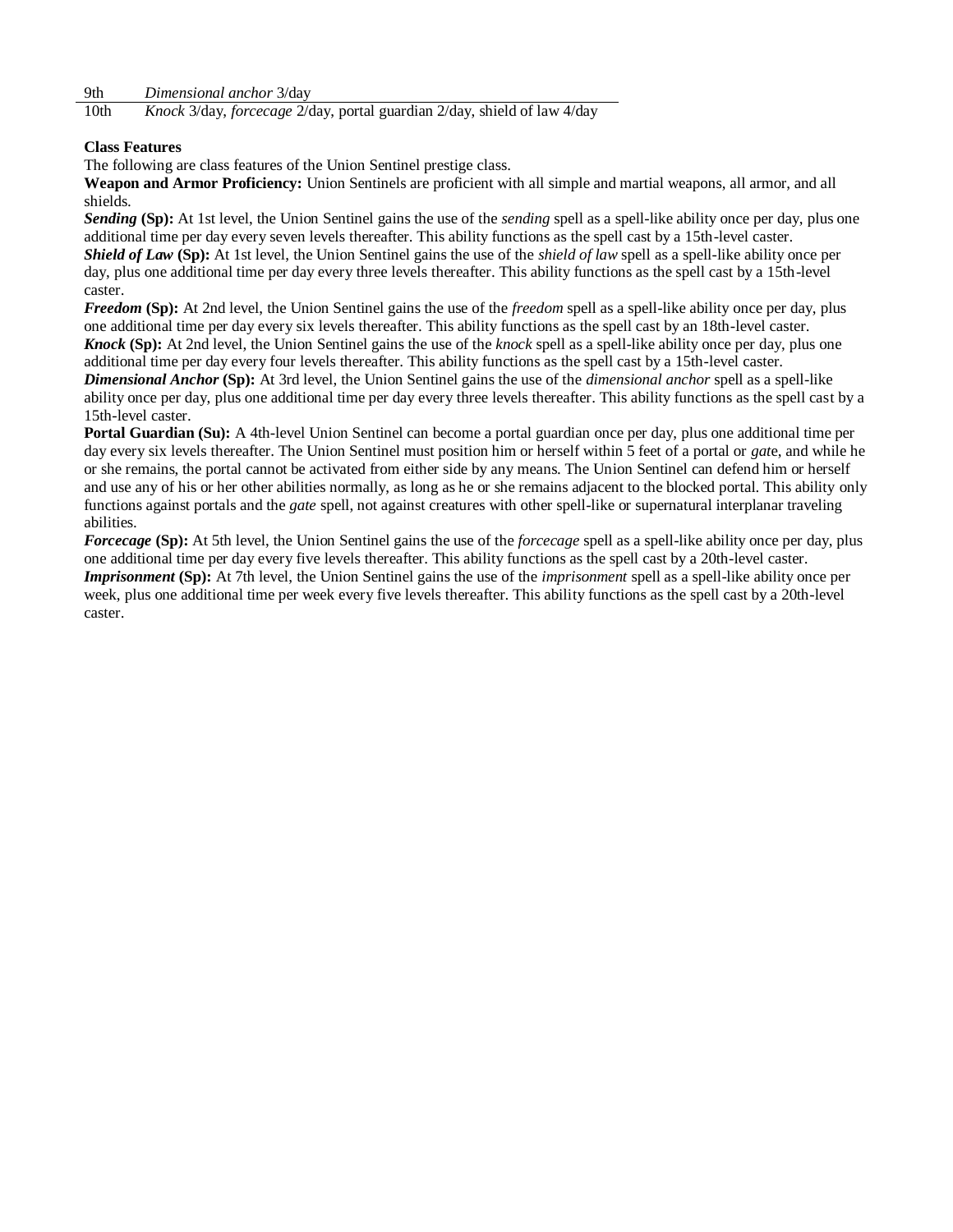| | |
|---|---|
| 9th | *Dimensional anchor* 3/day |
| 10th | *Knock* 3/day, *forcecage* 2/day, portal guardian 2/day, shield of law 4/day |

**Class Features**

The following are class features of the Union Sentinel prestige class.

**Weapon and Armor Proficiency:** Union Sentinels are proficient with all simple and martial weapons, all armor, and all shields.

***Sending* (Sp):** At 1st level, the Union Sentinel gains the use of the *sending* spell as a spell-like ability once per day, plus one additional time per day every seven levels thereafter. This ability functions as the spell cast by a 15th-level caster.

***Shield of Law* (Sp):** At 1st level, the Union Sentinel gains the use of the *shield of law* spell as a spell-like ability once per day, plus one additional time per day every three levels thereafter. This ability functions as the spell cast by a 15th-level caster.

***Freedom* (Sp):** At 2nd level, the Union Sentinel gains the use of the *freedom* spell as a spell-like ability once per day, plus one additional time per day every six levels thereafter. This ability functions as the spell cast by an 18th-level caster.

***Knock* (Sp):** At 2nd level, the Union Sentinel gains the use of the *knock* spell as a spell-like ability once per day, plus one additional time per day every four levels thereafter. This ability functions as the spell cast by a 15th-level caster.

***Dimensional Anchor* (Sp):** At 3rd level, the Union Sentinel gains the use of the *dimensional anchor* spell as a spell-like ability once per day, plus one additional time per day every three levels thereafter. This ability functions as the spell cast by a 15th-level caster.

**Portal Guardian (Su):** A 4th-level Union Sentinel can become a portal guardian once per day, plus one additional time per day every six levels thereafter. The Union Sentinel must position him or herself within 5 feet of a portal or *gat*e, and while he or she remains, the portal cannot be activated from either side by any means. The Union Sentinel can defend him or herself and use any of his or her other abilities normally, as long as he or she remains adjacent to the blocked portal. This ability only functions against portals and the *gate* spell, not against creatures with other spell-like or supernatural interplanar traveling abilities.

***Forcecage* (Sp):** At 5th level, the Union Sentinel gains the use of the *forcecage* spell as a spell-like ability once per day, plus one additional time per day every five levels thereafter. This ability functions as the spell cast by a 20th-level caster.

***Imprisonment* (Sp):** At 7th level, the Union Sentinel gains the use of the *imprisonment* spell as a spell-like ability once per week, plus one additional time per week every five levels thereafter. This ability functions as the spell cast by a 20th-level caster.